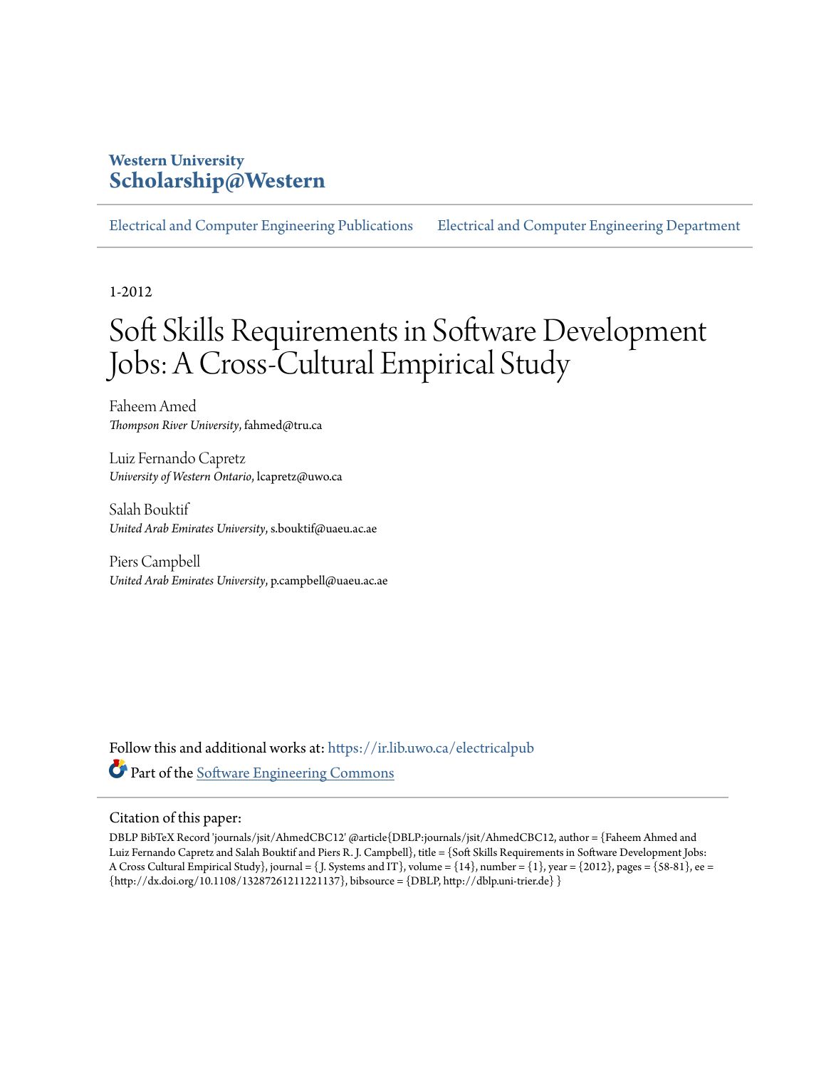Western University
**Scholarship@Western**

Electrical and Computer Engineering Publications | Electrical and Computer Engineering Department

1-2012

# Soft Skills Requirements in Software Development Jobs: A Cross-Cultural Empirical Study

Faheem Amed
*Thompson River University*, fahmed@tru.ca

Luiz Fernando Capretz
*University of Western Ontario*, lcapretz@uwo.ca

Salah Bouktif
*United Arab Emirates University*, s.bouktif@uaeu.ac.ae

Piers Campbell
*United Arab Emirates University*, p.campbell@uaeu.ac.ae

Follow this and additional works at: https://ir.lib.uwo.ca/electricalpub

Part of the Software Engineering Commons

## Citation of this paper:

DBLP BibTeX Record 'journals/jsit/AhmedCBC12' @article{DBLP:journals/jsit/AhmedCBC12, author = {Faheem Ahmed and Luiz Fernando Capretz and Salah Bouktif and Piers R. J. Campbell}, title = {Soft Skills Requirements in Software Development Jobs: A Cross Cultural Empirical Study}, journal = {J. Systems and IT}, volume = {14}, number = {1}, year = {2012}, pages = {58-81}, ee = {http://dx.doi.org/10.1108/13287261211221137}, bibsource = {DBLP, http://dblp.uni-trier.de} }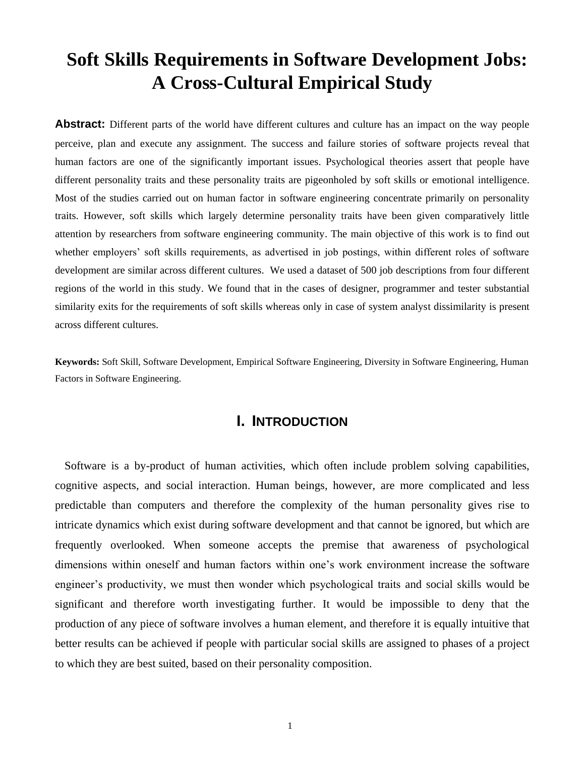# Soft Skills Requirements in Software Development Jobs: A Cross-Cultural Empirical Study

**Abstract:** Different parts of the world have different cultures and culture has an impact on the way people perceive, plan and execute any assignment. The success and failure stories of software projects reveal that human factors are one of the significantly important issues. Psychological theories assert that people have different personality traits and these personality traits are pigeonholed by soft skills or emotional intelligence. Most of the studies carried out on human factor in software engineering concentrate primarily on personality traits. However, soft skills which largely determine personality traits have been given comparatively little attention by researchers from software engineering community. The main objective of this work is to find out whether employers' soft skills requirements, as advertised in job postings, within different roles of software development are similar across different cultures. We used a dataset of 500 job descriptions from four different regions of the world in this study. We found that in the cases of designer, programmer and tester substantial similarity exits for the requirements of soft skills whereas only in case of system analyst dissimilarity is present across different cultures.

**Keywords:** Soft Skill, Software Development, Empirical Software Engineering, Diversity in Software Engineering, Human Factors in Software Engineering.

## I. Introduction

Software is a by-product of human activities, which often include problem solving capabilities, cognitive aspects, and social interaction. Human beings, however, are more complicated and less predictable than computers and therefore the complexity of the human personality gives rise to intricate dynamics which exist during software development and that cannot be ignored, but which are frequently overlooked. When someone accepts the premise that awareness of psychological dimensions within oneself and human factors within one's work environment increase the software engineer's productivity, we must then wonder which psychological traits and social skills would be significant and therefore worth investigating further. It would be impossible to deny that the production of any piece of software involves a human element, and therefore it is equally intuitive that better results can be achieved if people with particular social skills are assigned to phases of a project to which they are best suited, based on their personality composition.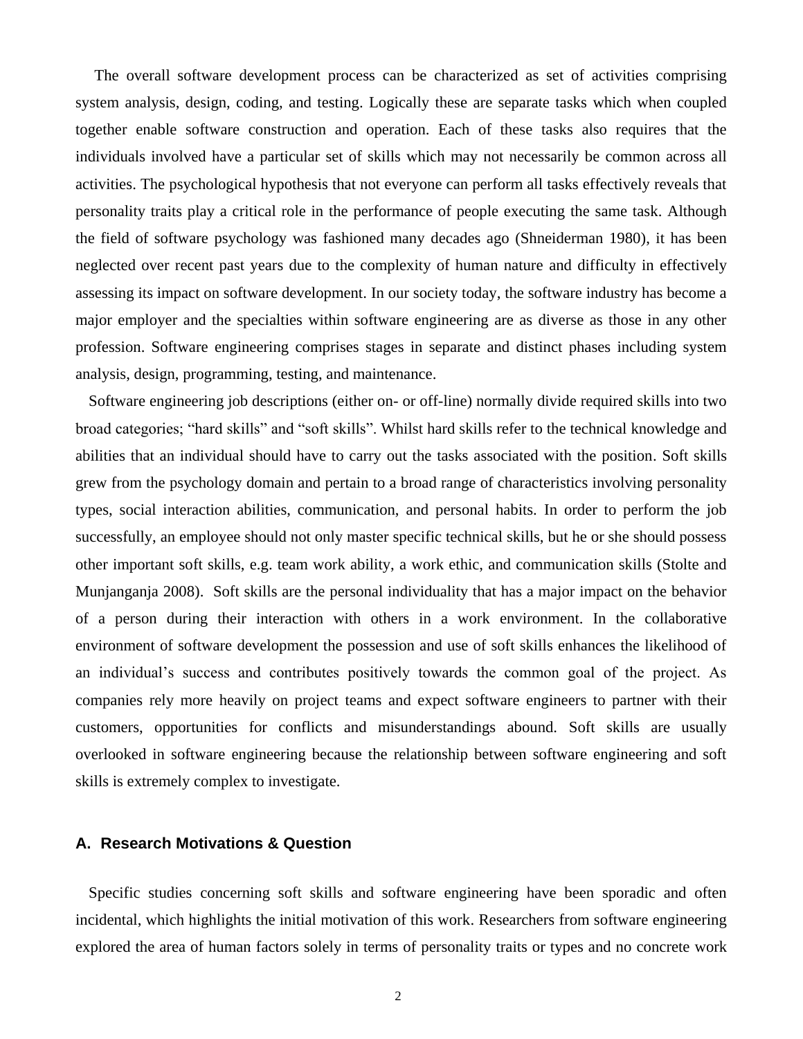The overall software development process can be characterized as set of activities comprising system analysis, design, coding, and testing. Logically these are separate tasks which when coupled together enable software construction and operation. Each of these tasks also requires that the individuals involved have a particular set of skills which may not necessarily be common across all activities. The psychological hypothesis that not everyone can perform all tasks effectively reveals that personality traits play a critical role in the performance of people executing the same task. Although the field of software psychology was fashioned many decades ago (Shneiderman 1980), it has been neglected over recent past years due to the complexity of human nature and difficulty in effectively assessing its impact on software development. In our society today, the software industry has become a major employer and the specialties within software engineering are as diverse as those in any other profession. Software engineering comprises stages in separate and distinct phases including system analysis, design, programming, testing, and maintenance.

Software engineering job descriptions (either on- or off-line) normally divide required skills into two broad categories; "hard skills" and "soft skills". Whilst hard skills refer to the technical knowledge and abilities that an individual should have to carry out the tasks associated with the position. Soft skills grew from the psychology domain and pertain to a broad range of characteristics involving personality types, social interaction abilities, communication, and personal habits. In order to perform the job successfully, an employee should not only master specific technical skills, but he or she should possess other important soft skills, e.g. team work ability, a work ethic, and communication skills (Stolte and Munjanganja 2008). Soft skills are the personal individuality that has a major impact on the behavior of a person during their interaction with others in a work environment. In the collaborative environment of software development the possession and use of soft skills enhances the likelihood of an individual's success and contributes positively towards the common goal of the project. As companies rely more heavily on project teams and expect software engineers to partner with their customers, opportunities for conflicts and misunderstandings abound. Soft skills are usually overlooked in software engineering because the relationship between software engineering and soft skills is extremely complex to investigate.

### A. Research Motivations & Question

Specific studies concerning soft skills and software engineering have been sporadic and often incidental, which highlights the initial motivation of this work. Researchers from software engineering explored the area of human factors solely in terms of personality traits or types and no concrete work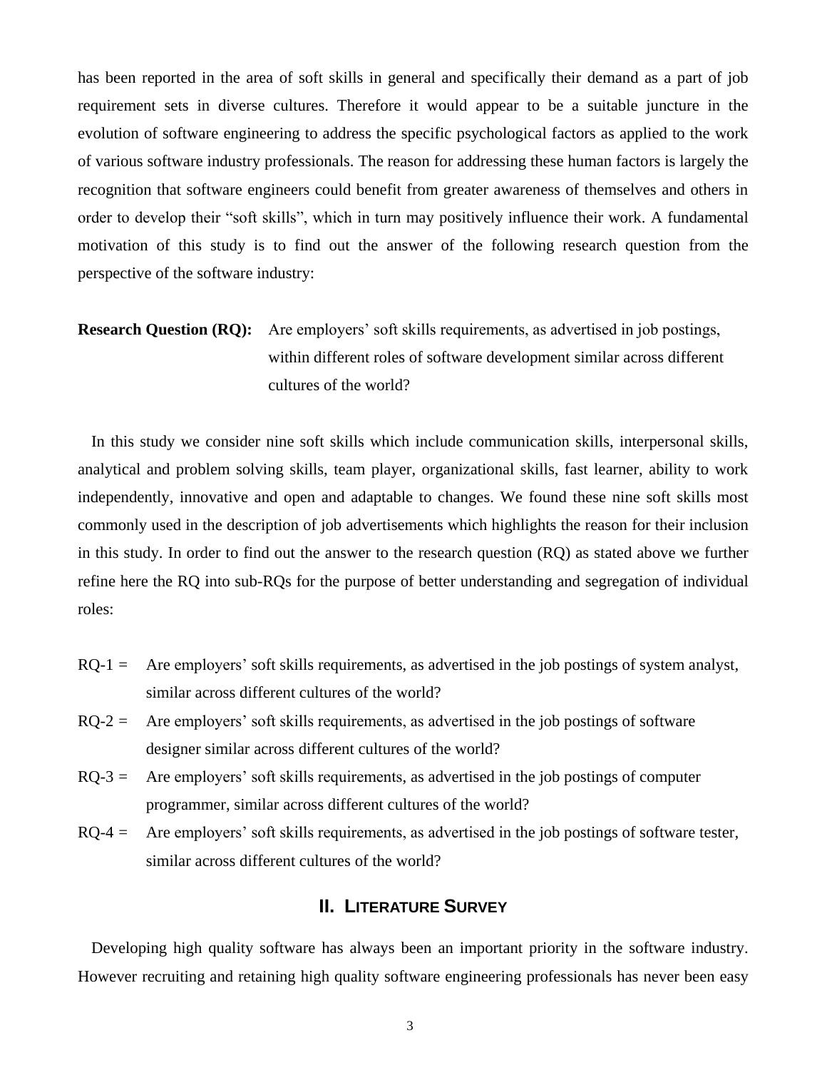has been reported in the area of soft skills in general and specifically their demand as a part of job requirement sets in diverse cultures. Therefore it would appear to be a suitable juncture in the evolution of software engineering to address the specific psychological factors as applied to the work of various software industry professionals. The reason for addressing these human factors is largely the recognition that software engineers could benefit from greater awareness of themselves and others in order to develop their "soft skills", which in turn may positively influence their work. A fundamental motivation of this study is to find out the answer of the following research question from the perspective of the software industry:

**Research Question (RQ):** Are employers' soft skills requirements, as advertised in job postings, within different roles of software development similar across different cultures of the world?

In this study we consider nine soft skills which include communication skills, interpersonal skills, analytical and problem solving skills, team player, organizational skills, fast learner, ability to work independently, innovative and open and adaptable to changes. We found these nine soft skills most commonly used in the description of job advertisements which highlights the reason for their inclusion in this study. In order to find out the answer to the research question (RQ) as stated above we further refine here the RQ into sub-RQs for the purpose of better understanding and segregation of individual roles:

- RQ-1 = Are employers' soft skills requirements, as advertised in the job postings of system analyst, similar across different cultures of the world?
- RQ-2 = Are employers' soft skills requirements, as advertised in the job postings of software designer similar across different cultures of the world?
- RQ-3 = Are employers' soft skills requirements, as advertised in the job postings of computer programmer, similar across different cultures of the world?
- RQ-4 = Are employers' soft skills requirements, as advertised in the job postings of software tester, similar across different cultures of the world?

## II. Literature Survey

Developing high quality software has always been an important priority in the software industry. However recruiting and retaining high quality software engineering professionals has never been easy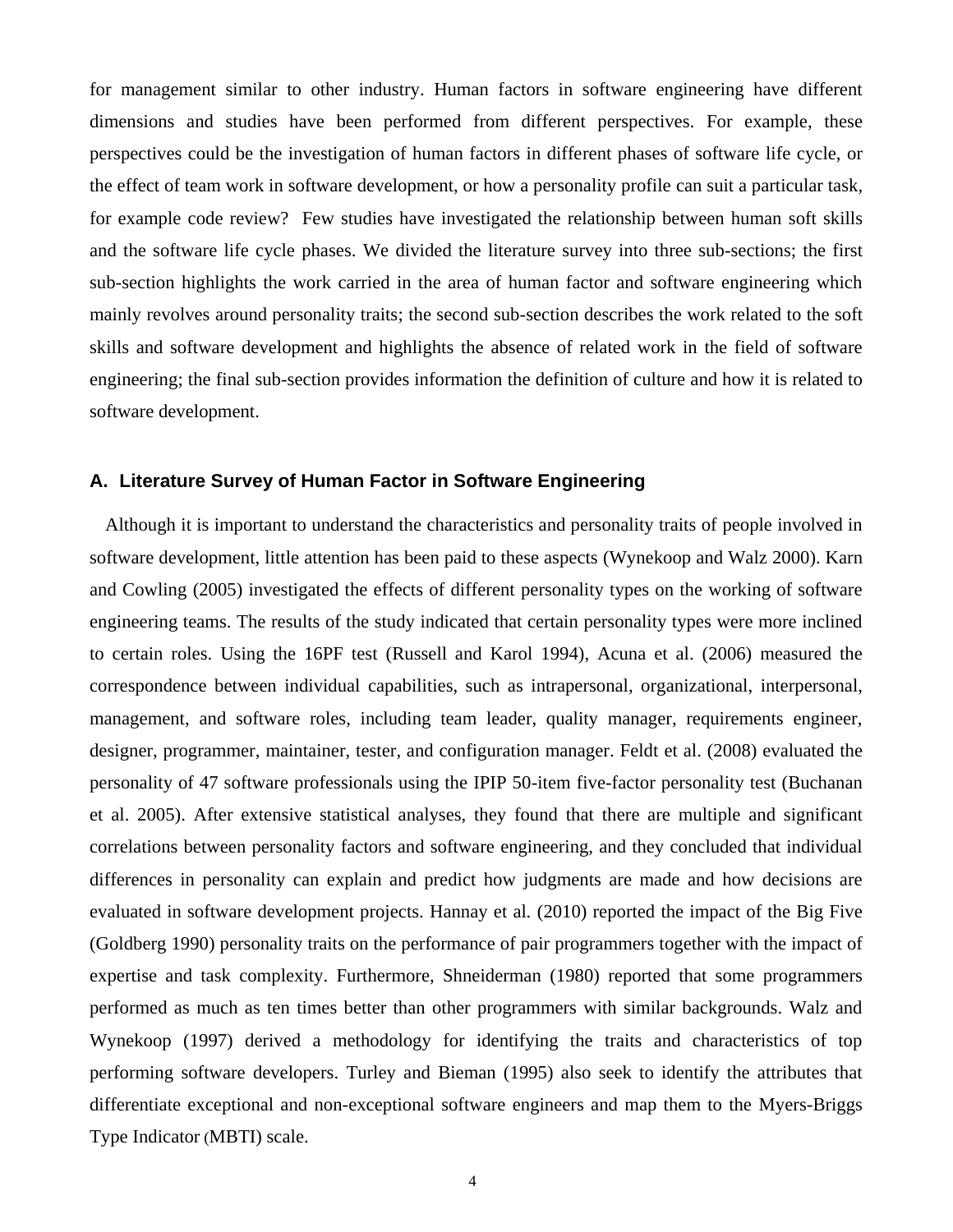for management similar to other industry. Human factors in software engineering have different dimensions and studies have been performed from different perspectives. For example, these perspectives could be the investigation of human factors in different phases of software life cycle, or the effect of team work in software development, or how a personality profile can suit a particular task, for example code review?  Few studies have investigated the relationship between human soft skills and the software life cycle phases. We divided the literature survey into three sub-sections; the first sub-section highlights the work carried in the area of human factor and software engineering which mainly revolves around personality traits; the second sub-section describes the work related to the soft skills and software development and highlights the absence of related work in the field of software engineering; the final sub-section provides information the definition of culture and how it is related to software development.

### A. Literature Survey of Human Factor in Software Engineering

Although it is important to understand the characteristics and personality traits of people involved in software development, little attention has been paid to these aspects (Wynekoop and Walz 2000). Karn and Cowling (2005) investigated the effects of different personality types on the working of software engineering teams. The results of the study indicated that certain personality types were more inclined to certain roles. Using the 16PF test (Russell and Karol 1994), Acuna et al. (2006) measured the correspondence between individual capabilities, such as intrapersonal, organizational, interpersonal, management, and software roles, including team leader, quality manager, requirements engineer, designer, programmer, maintainer, tester, and configuration manager. Feldt et al. (2008) evaluated the personality of 47 software professionals using the IPIP 50-item five-factor personality test (Buchanan et al. 2005). After extensive statistical analyses, they found that there are multiple and significant correlations between personality factors and software engineering, and they concluded that individual differences in personality can explain and predict how judgments are made and how decisions are evaluated in software development projects. Hannay et al. (2010) reported the impact of the Big Five (Goldberg 1990) personality traits on the performance of pair programmers together with the impact of expertise and task complexity. Furthermore, Shneiderman (1980) reported that some programmers performed as much as ten times better than other programmers with similar backgrounds. Walz and Wynekoop (1997) derived a methodology for identifying the traits and characteristics of top performing software developers. Turley and Bieman (1995) also seek to identify the attributes that differentiate exceptional and non-exceptional software engineers and map them to the Myers-Briggs Type Indicator (MBTI) scale.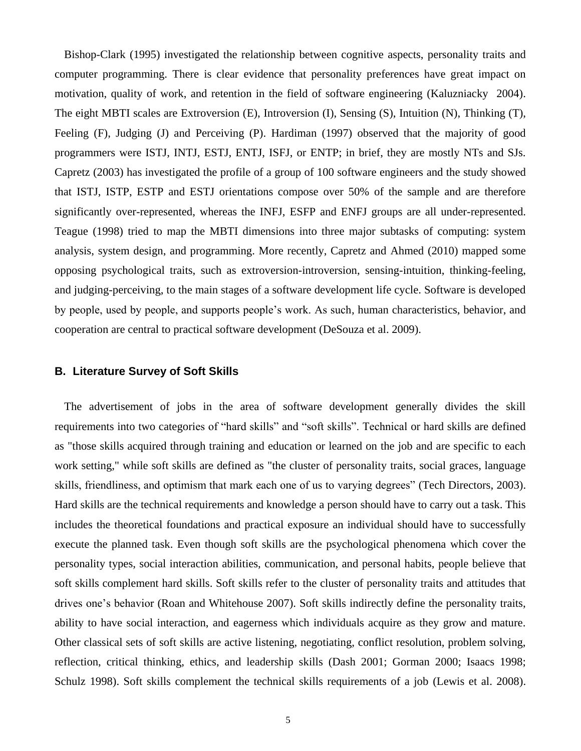Bishop-Clark (1995) investigated the relationship between cognitive aspects, personality traits and computer programming. There is clear evidence that personality preferences have great impact on motivation, quality of work, and retention in the field of software engineering (Kaluzniacky 2004). The eight MBTI scales are Extroversion (E), Introversion (I), Sensing (S), Intuition (N), Thinking (T), Feeling (F), Judging (J) and Perceiving (P). Hardiman (1997) observed that the majority of good programmers were ISTJ, INTJ, ESTJ, ENTJ, ISFJ, or ENTP; in brief, they are mostly NTs and SJs. Capretz (2003) has investigated the profile of a group of 100 software engineers and the study showed that ISTJ, ISTP, ESTP and ESTJ orientations compose over 50% of the sample and are therefore significantly over-represented, whereas the INFJ, ESFP and ENFJ groups are all under-represented. Teague (1998) tried to map the MBTI dimensions into three major subtasks of computing: system analysis, system design, and programming. More recently, Capretz and Ahmed (2010) mapped some opposing psychological traits, such as extroversion-introversion, sensing-intuition, thinking-feeling, and judging-perceiving, to the main stages of a software development life cycle. Software is developed by people, used by people, and supports people's work. As such, human characteristics, behavior, and cooperation are central to practical software development (DeSouza et al. 2009).

### B. Literature Survey of Soft Skills

The advertisement of jobs in the area of software development generally divides the skill requirements into two categories of "hard skills" and "soft skills". Technical or hard skills are defined as "those skills acquired through training and education or learned on the job and are specific to each work setting," while soft skills are defined as "the cluster of personality traits, social graces, language skills, friendliness, and optimism that mark each one of us to varying degrees" (Tech Directors, 2003). Hard skills are the technical requirements and knowledge a person should have to carry out a task. This includes the theoretical foundations and practical exposure an individual should have to successfully execute the planned task. Even though soft skills are the psychological phenomena which cover the personality types, social interaction abilities, communication, and personal habits, people believe that soft skills complement hard skills. Soft skills refer to the cluster of personality traits and attitudes that drives one's behavior (Roan and Whitehouse 2007). Soft skills indirectly define the personality traits, ability to have social interaction, and eagerness which individuals acquire as they grow and mature. Other classical sets of soft skills are active listening, negotiating, conflict resolution, problem solving, reflection, critical thinking, ethics, and leadership skills (Dash 2001; Gorman 2000; Isaacs 1998; Schulz 1998). Soft skills complement the technical skills requirements of a job (Lewis et al. 2008).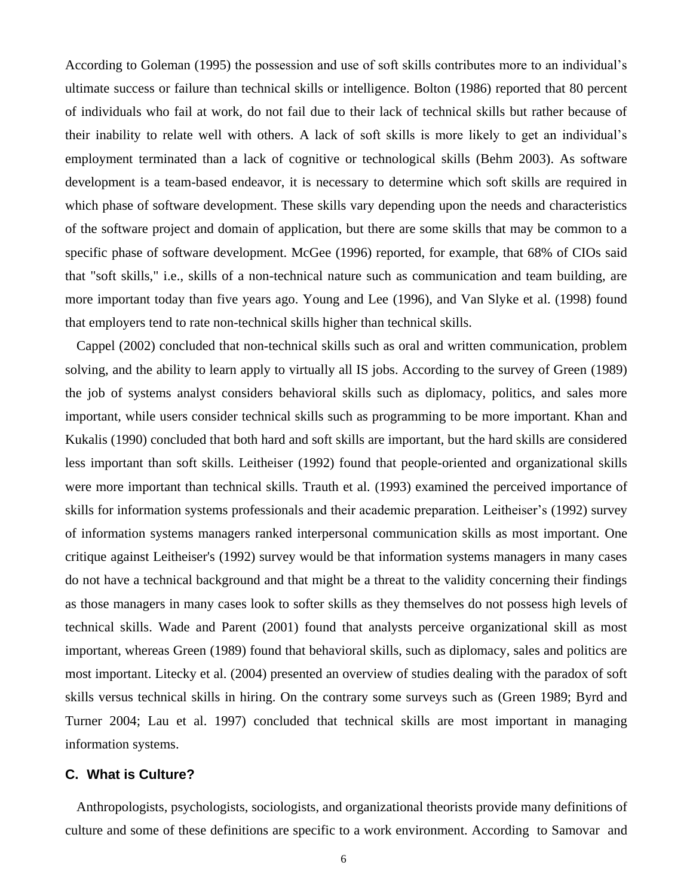According to Goleman (1995) the possession and use of soft skills contributes more to an individual's ultimate success or failure than technical skills or intelligence. Bolton (1986) reported that 80 percent of individuals who fail at work, do not fail due to their lack of technical skills but rather because of their inability to relate well with others. A lack of soft skills is more likely to get an individual's employment terminated than a lack of cognitive or technological skills (Behm 2003). As software development is a team-based endeavor, it is necessary to determine which soft skills are required in which phase of software development. These skills vary depending upon the needs and characteristics of the software project and domain of application, but there are some skills that may be common to a specific phase of software development. McGee (1996) reported, for example, that 68% of CIOs said that "soft skills," i.e., skills of a non-technical nature such as communication and team building, are more important today than five years ago. Young and Lee (1996), and Van Slyke et al. (1998) found that employers tend to rate non-technical skills higher than technical skills.

Cappel (2002) concluded that non-technical skills such as oral and written communication, problem solving, and the ability to learn apply to virtually all IS jobs. According to the survey of Green (1989) the job of systems analyst considers behavioral skills such as diplomacy, politics, and sales more important, while users consider technical skills such as programming to be more important. Khan and Kukalis (1990) concluded that both hard and soft skills are important, but the hard skills are considered less important than soft skills. Leitheiser (1992) found that people-oriented and organizational skills were more important than technical skills. Trauth et al. (1993) examined the perceived importance of skills for information systems professionals and their academic preparation. Leitheiser's (1992) survey of information systems managers ranked interpersonal communication skills as most important. One critique against Leitheiser's (1992) survey would be that information systems managers in many cases do not have a technical background and that might be a threat to the validity concerning their findings as those managers in many cases look to softer skills as they themselves do not possess high levels of technical skills. Wade and Parent (2001) found that analysts perceive organizational skill as most important, whereas Green (1989) found that behavioral skills, such as diplomacy, sales and politics are most important. Litecky et al. (2004) presented an overview of studies dealing with the paradox of soft skills versus technical skills in hiring. On the contrary some surveys such as (Green 1989; Byrd and Turner 2004; Lau et al. 1997) concluded that technical skills are most important in managing information systems.

### C. What is Culture?

Anthropologists, psychologists, sociologists, and organizational theorists provide many definitions of culture and some of these definitions are specific to a work environment. According to Samovar and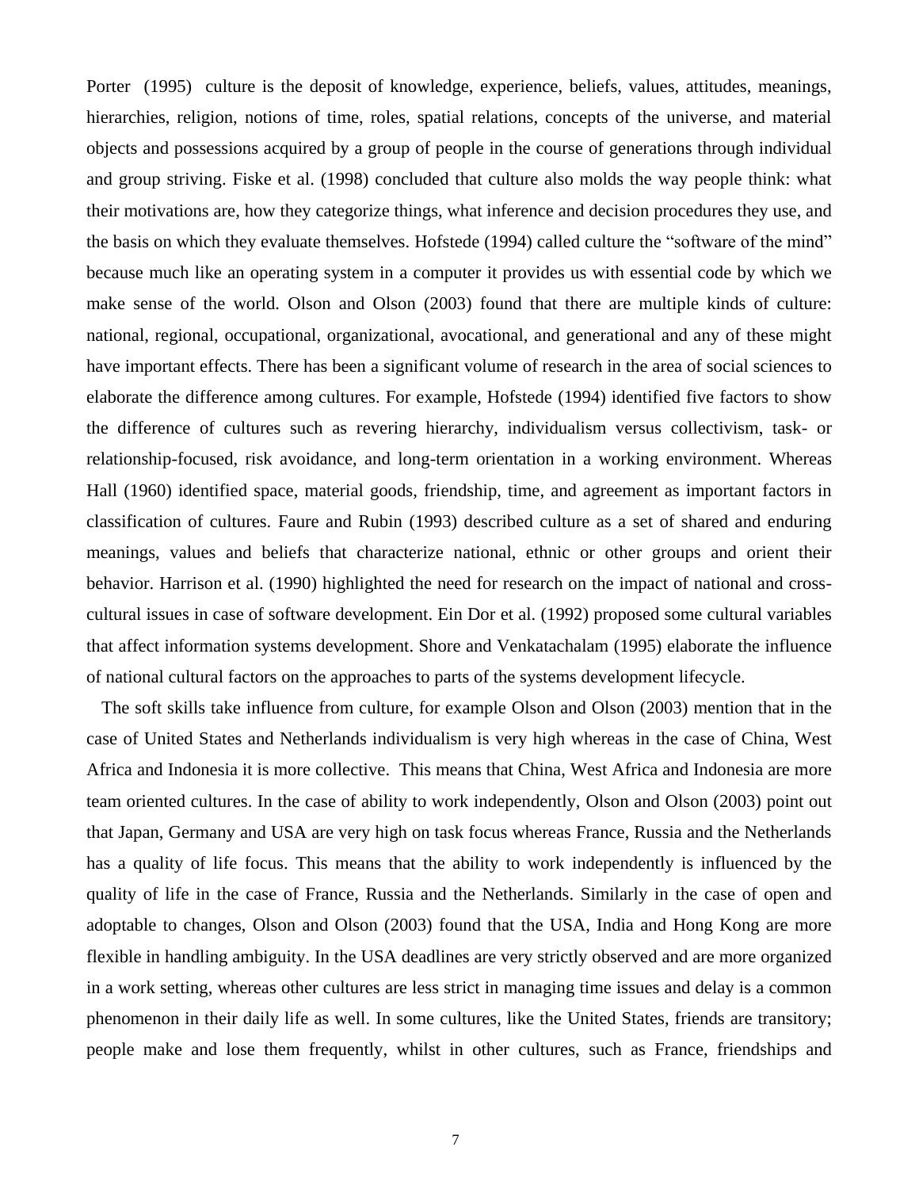Porter (1995) culture is the deposit of knowledge, experience, beliefs, values, attitudes, meanings, hierarchies, religion, notions of time, roles, spatial relations, concepts of the universe, and material objects and possessions acquired by a group of people in the course of generations through individual and group striving. Fiske et al. (1998) concluded that culture also molds the way people think: what their motivations are, how they categorize things, what inference and decision procedures they use, and the basis on which they evaluate themselves. Hofstede (1994) called culture the "software of the mind" because much like an operating system in a computer it provides us with essential code by which we make sense of the world. Olson and Olson (2003) found that there are multiple kinds of culture: national, regional, occupational, organizational, avocational, and generational and any of these might have important effects. There has been a significant volume of research in the area of social sciences to elaborate the difference among cultures. For example, Hofstede (1994) identified five factors to show the difference of cultures such as revering hierarchy, individualism versus collectivism, task- or relationship-focused, risk avoidance, and long-term orientation in a working environment. Whereas Hall (1960) identified space, material goods, friendship, time, and agreement as important factors in classification of cultures. Faure and Rubin (1993) described culture as a set of shared and enduring meanings, values and beliefs that characterize national, ethnic or other groups and orient their behavior. Harrison et al. (1990) highlighted the need for research on the impact of national and cross-cultural issues in case of software development. Ein Dor et al. (1992) proposed some cultural variables that affect information systems development. Shore and Venkatachalam (1995) elaborate the influence of national cultural factors on the approaches to parts of the systems development lifecycle.

The soft skills take influence from culture, for example Olson and Olson (2003) mention that in the case of United States and Netherlands individualism is very high whereas in the case of China, West Africa and Indonesia it is more collective. This means that China, West Africa and Indonesia are more team oriented cultures. In the case of ability to work independently, Olson and Olson (2003) point out that Japan, Germany and USA are very high on task focus whereas France, Russia and the Netherlands has a quality of life focus. This means that the ability to work independently is influenced by the quality of life in the case of France, Russia and the Netherlands. Similarly in the case of open and adoptable to changes, Olson and Olson (2003) found that the USA, India and Hong Kong are more flexible in handling ambiguity. In the USA deadlines are very strictly observed and are more organized in a work setting, whereas other cultures are less strict in managing time issues and delay is a common phenomenon in their daily life as well. In some cultures, like the United States, friends are transitory; people make and lose them frequently, whilst in other cultures, such as France, friendships and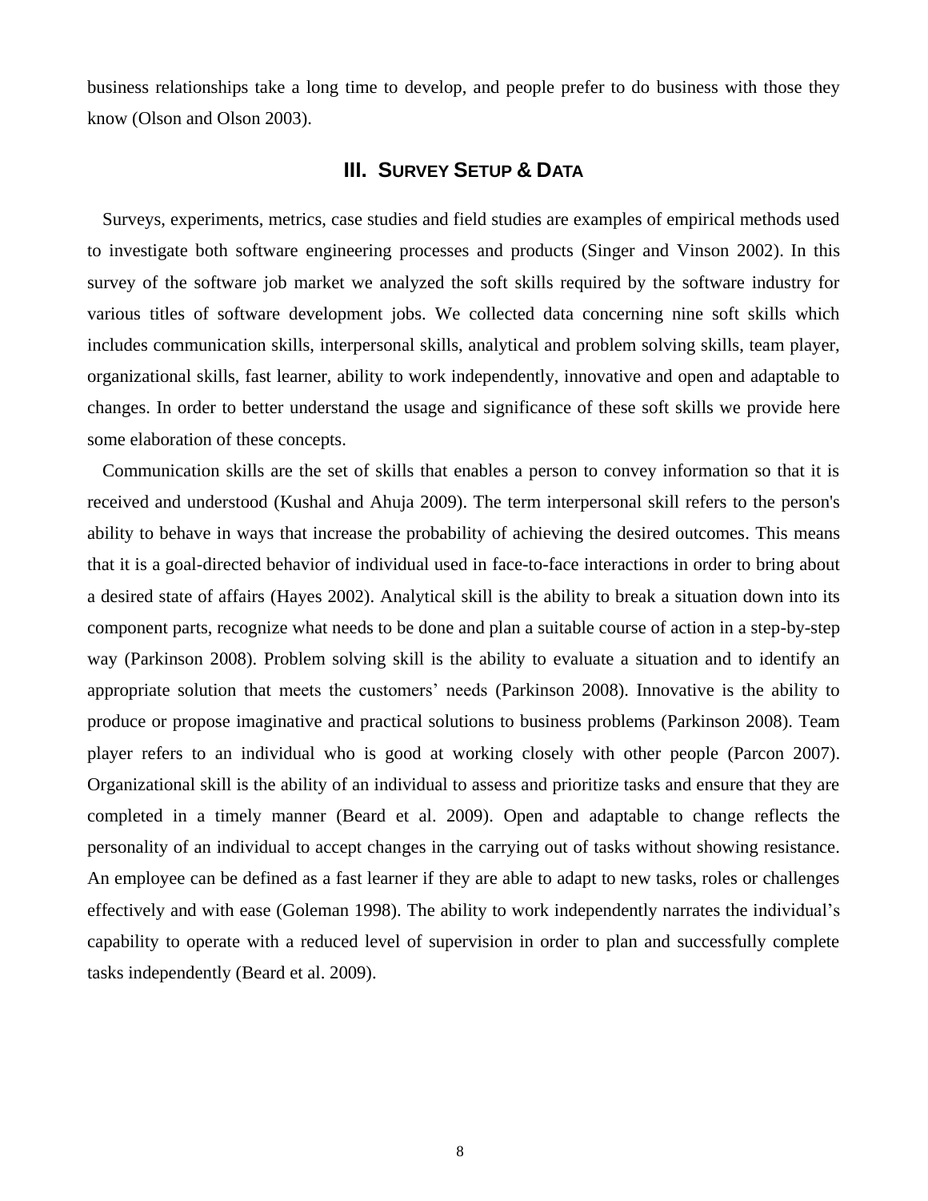business relationships take a long time to develop, and people prefer to do business with those they know (Olson and Olson 2003).

## III. Survey Setup & Data

Surveys, experiments, metrics, case studies and field studies are examples of empirical methods used to investigate both software engineering processes and products (Singer and Vinson 2002). In this survey of the software job market we analyzed the soft skills required by the software industry for various titles of software development jobs. We collected data concerning nine soft skills which includes communication skills, interpersonal skills, analytical and problem solving skills, team player, organizational skills, fast learner, ability to work independently, innovative and open and adaptable to changes. In order to better understand the usage and significance of these soft skills we provide here some elaboration of these concepts.

Communication skills are the set of skills that enables a person to convey information so that it is received and understood (Kushal and Ahuja 2009). The term interpersonal skill refers to the person's ability to behave in ways that increase the probability of achieving the desired outcomes. This means that it is a goal-directed behavior of individual used in face-to-face interactions in order to bring about a desired state of affairs (Hayes 2002). Analytical skill is the ability to break a situation down into its component parts, recognize what needs to be done and plan a suitable course of action in a step-by-step way (Parkinson 2008). Problem solving skill is the ability to evaluate a situation and to identify an appropriate solution that meets the customers' needs (Parkinson 2008). Innovative is the ability to produce or propose imaginative and practical solutions to business problems (Parkinson 2008). Team player refers to an individual who is good at working closely with other people (Parcon 2007). Organizational skill is the ability of an individual to assess and prioritize tasks and ensure that they are completed in a timely manner (Beard et al. 2009). Open and adaptable to change reflects the personality of an individual to accept changes in the carrying out of tasks without showing resistance. An employee can be defined as a fast learner if they are able to adapt to new tasks, roles or challenges effectively and with ease (Goleman 1998). The ability to work independently narrates the individual's capability to operate with a reduced level of supervision in order to plan and successfully complete tasks independently (Beard et al. 2009).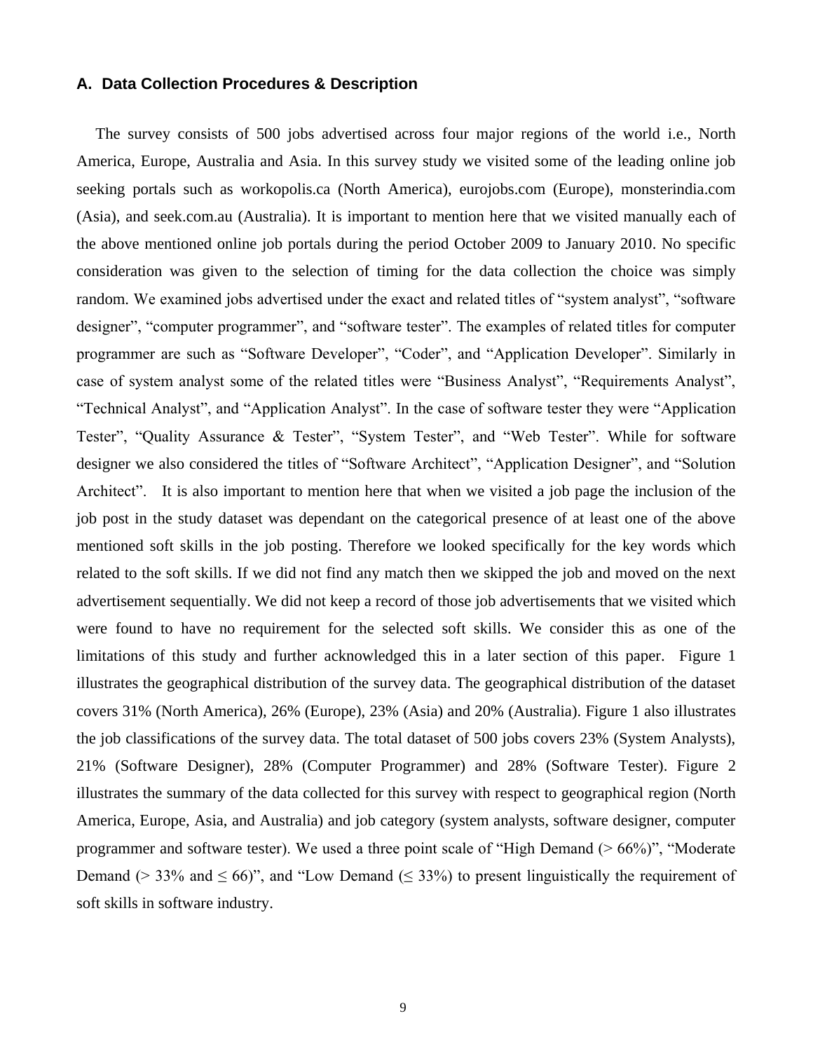### A. Data Collection Procedures & Description

The survey consists of 500 jobs advertised across four major regions of the world i.e., North America, Europe, Australia and Asia. In this survey study we visited some of the leading online job seeking portals such as workopolis.ca (North America), eurojobs.com (Europe), monsterindia.com (Asia), and seek.com.au (Australia). It is important to mention here that we visited manually each of the above mentioned online job portals during the period October 2009 to January 2010. No specific consideration was given to the selection of timing for the data collection the choice was simply random. We examined jobs advertised under the exact and related titles of “system analyst”, “software designer”, “computer programmer”, and “software tester”. The examples of related titles for computer programmer are such as “Software Developer”, “Coder”, and “Application Developer”. Similarly in case of system analyst some of the related titles were “Business Analyst”, “Requirements Analyst”, “Technical Analyst”, and “Application Analyst”. In the case of software tester they were “Application Tester”, “Quality Assurance & Tester”, “System Tester”, and “Web Tester”. While for software designer we also considered the titles of “Software Architect”, “Application Designer”, and “Solution Architect”. It is also important to mention here that when we visited a job page the inclusion of the job post in the study dataset was dependant on the categorical presence of at least one of the above mentioned soft skills in the job posting. Therefore we looked specifically for the key words which related to the soft skills. If we did not find any match then we skipped the job and moved on the next advertisement sequentially. We did not keep a record of those job advertisements that we visited which were found to have no requirement for the selected soft skills. We consider this as one of the limitations of this study and further acknowledged this in a later section of this paper. Figure 1 illustrates the geographical distribution of the survey data. The geographical distribution of the dataset covers 31% (North America), 26% (Europe), 23% (Asia) and 20% (Australia). Figure 1 also illustrates the job classifications of the survey data. The total dataset of 500 jobs covers 23% (System Analysts), 21% (Software Designer), 28% (Computer Programmer) and 28% (Software Tester). Figure 2 illustrates the summary of the data collected for this survey with respect to geographical region (North America, Europe, Asia, and Australia) and job category (system analysts, software designer, computer programmer and software tester). We used a three point scale of “High Demand (> 66%)”, “Moderate Demand (> 33% and ≤ 66)”, and “Low Demand (≤ 33%) to present linguistically the requirement of soft skills in software industry.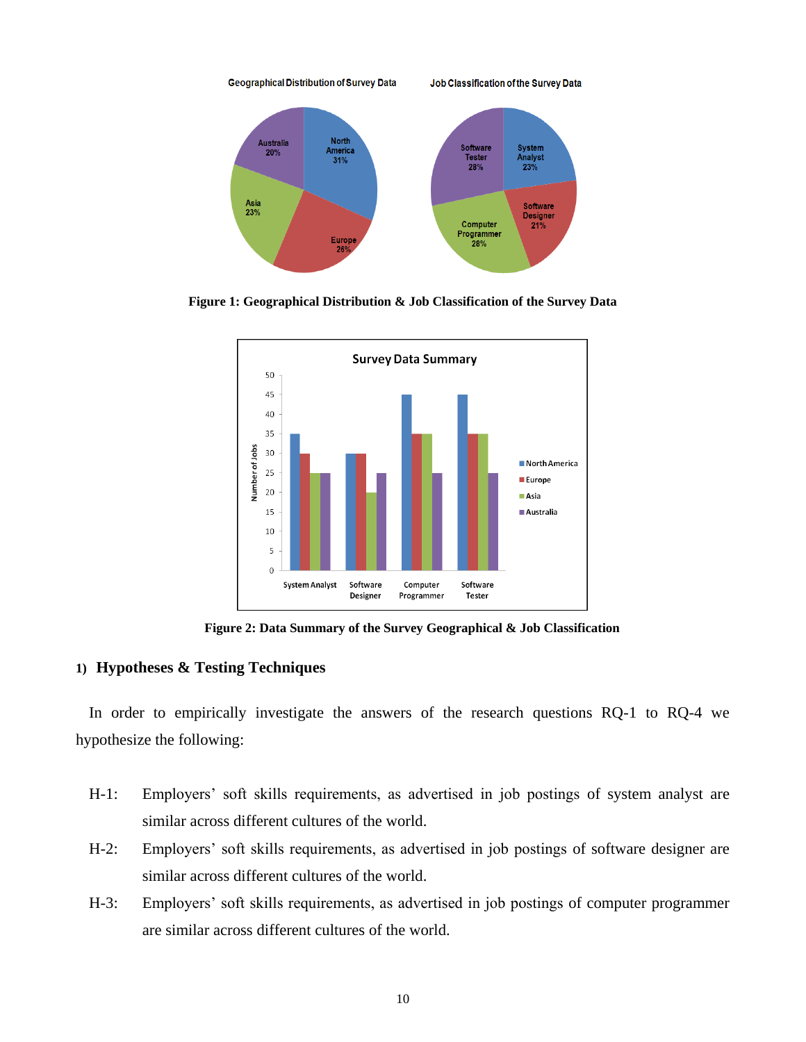Figure 1: Geographical Distribution & Job Classification of the Survey Data

Figure 2: Data Summary of the Survey Geographical & Job Classification

## 1) Hypotheses & Testing Techniques

In order to empirically investigate the answers of the research questions RQ-1 to RQ-4 we hypothesize the following:

H-1: Employers' soft skills requirements, as advertised in job postings of system analyst are similar across different cultures of the world.

H-2: Employers' soft skills requirements, as advertised in job postings of software designer are similar across different cultures of the world.

H-3: Employers' soft skills requirements, as advertised in job postings of computer programmer are similar across different cultures of the world.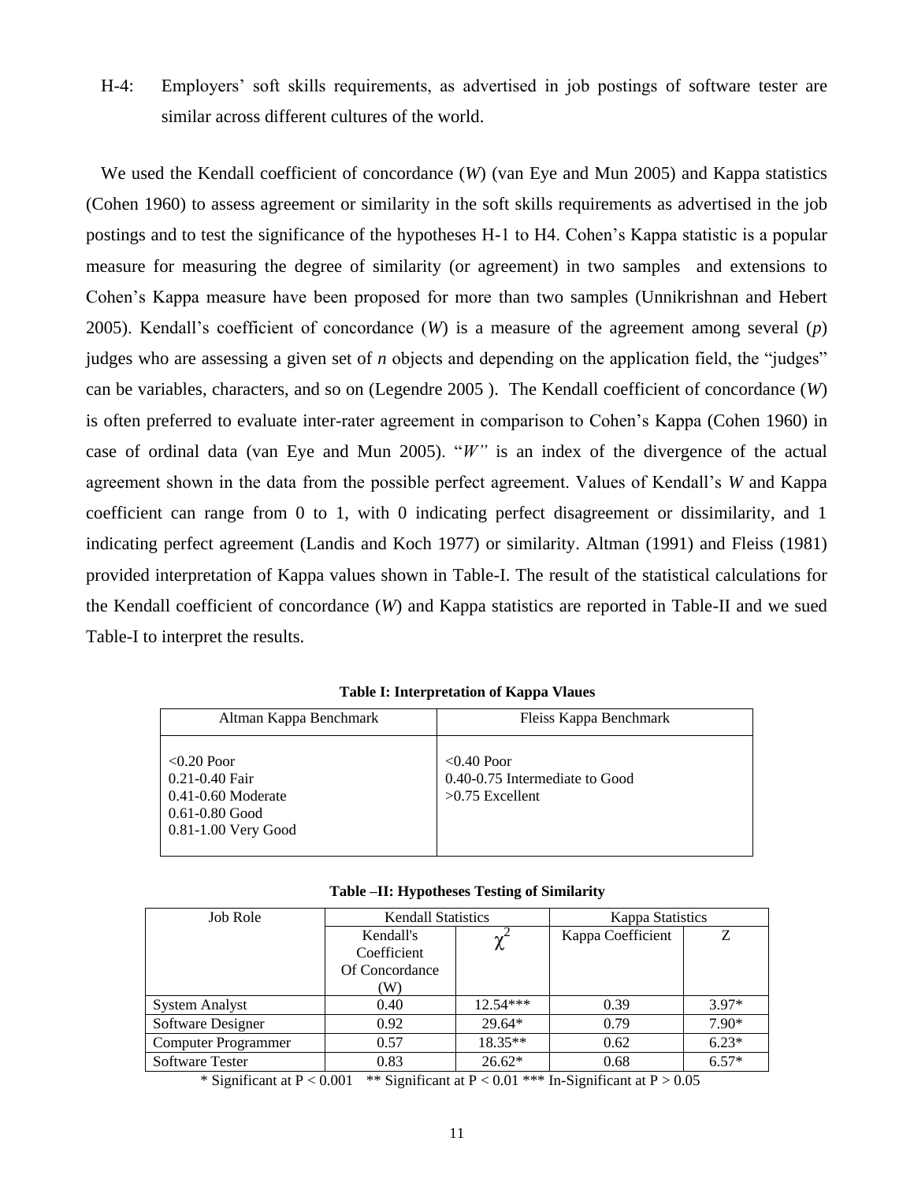H-4: Employers' soft skills requirements, as advertised in job postings of software tester are similar across different cultures of the world.

We used the Kendall coefficient of concordance (*W*) (van Eye and Mun 2005) and Kappa statistics (Cohen 1960) to assess agreement or similarity in the soft skills requirements as advertised in the job postings and to test the significance of the hypotheses H-1 to H4. Cohen's Kappa statistic is a popular measure for measuring the degree of similarity (or agreement) in two samples and extensions to Cohen's Kappa measure have been proposed for more than two samples (Unnikrishnan and Hebert 2005). Kendall's coefficient of concordance (*W*) is a measure of the agreement among several (*p*) judges who are assessing a given set of *n* objects and depending on the application field, the "judges" can be variables, characters, and so on (Legendre 2005 ). The Kendall coefficient of concordance (*W*) is often preferred to evaluate inter-rater agreement in comparison to Cohen's Kappa (Cohen 1960) in case of ordinal data (van Eye and Mun 2005). "*W"* is an index of the divergence of the actual agreement shown in the data from the possible perfect agreement. Values of Kendall's *W* and Kappa coefficient can range from 0 to 1, with 0 indicating perfect disagreement or dissimilarity, and 1 indicating perfect agreement (Landis and Koch 1977) or similarity. Altman (1991) and Fleiss (1981) provided interpretation of Kappa values shown in Table-I. The result of the statistical calculations for the Kendall coefficient of concordance (*W*) and Kappa statistics are reported in Table-II and we sued Table-I to interpret the results.

**Table I: Interpretation of Kappa Vlaues**

| Altman Kappa Benchmark | Fleiss Kappa Benchmark |
|---|---|
| <0.20 Poor<br>0.21-0.40 Fair<br>0.41-0.60 Moderate<br>0.61-0.80 Good<br>0.81-1.00 Very Good | <0.40 Poor<br>0.40-0.75 Intermediate to Good<br>>0.75 Excellent |

**Table –II: Hypotheses Testing of Similarity**

| Job Role | Kendall Statistics | | Kappa Statistics | |
|---|---|---|---|---|
| | Kendall's Coefficient Of Concordance (W) | $\chi^2$ | Kappa Coefficient | Z |
| System Analyst | 0.40 | 12.54*** | 0.39 | 3.97* |
| Software Designer | 0.92 | 29.64* | 0.79 | 7.90* |
| Computer Programmer | 0.57 | 18.35** | 0.62 | 6.23* |
| Software Tester | 0.83 | 26.62* | 0.68 | 6.57* |

* Significant at $P < 0.001$ ** Significant at $P < 0.01$ *** In-Significant at $P > 0.05$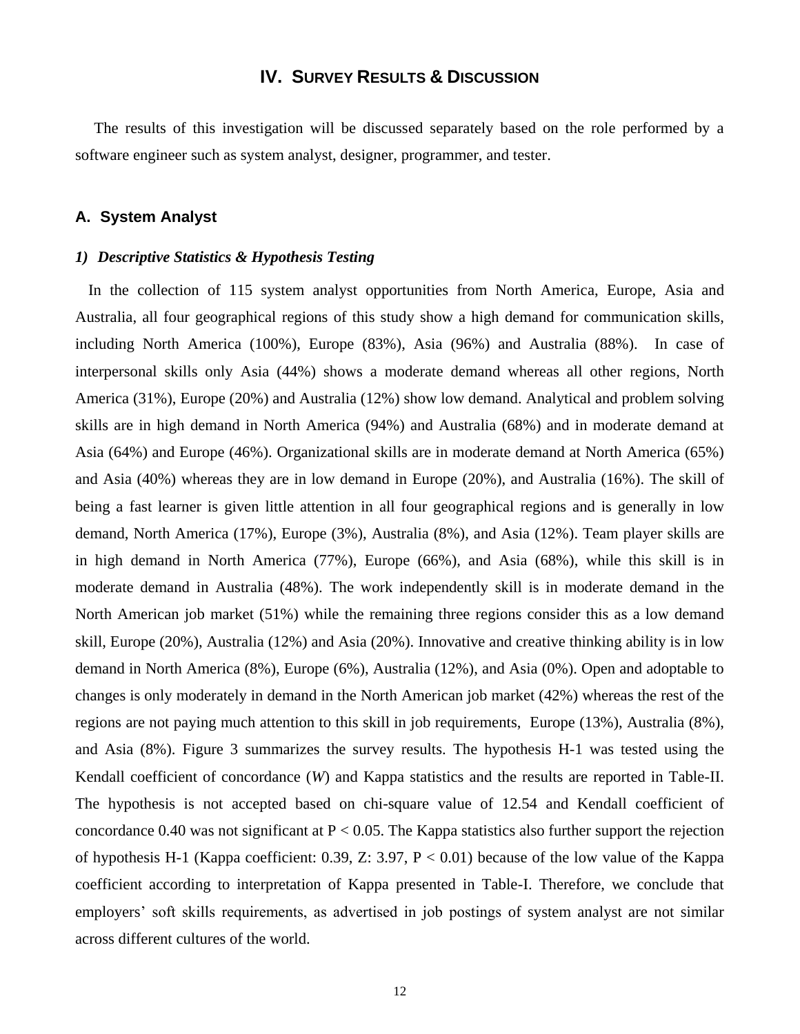## IV. Survey Results & Discussion

The results of this investigation will be discussed separately based on the role performed by a software engineer such as system analyst, designer, programmer, and tester.

### A. System Analyst

#### *1) Descriptive Statistics & Hypothesis Testing*

In the collection of 115 system analyst opportunities from North America, Europe, Asia and Australia, all four geographical regions of this study show a high demand for communication skills, including North America (100%), Europe (83%), Asia (96%) and Australia (88%). In case of interpersonal skills only Asia (44%) shows a moderate demand whereas all other regions, North America (31%), Europe (20%) and Australia (12%) show low demand. Analytical and problem solving skills are in high demand in North America (94%) and Australia (68%) and in moderate demand at Asia (64%) and Europe (46%). Organizational skills are in moderate demand at North America (65%) and Asia (40%) whereas they are in low demand in Europe (20%), and Australia (16%). The skill of being a fast learner is given little attention in all four geographical regions and is generally in low demand, North America (17%), Europe (3%), Australia (8%), and Asia (12%). Team player skills are in high demand in North America (77%), Europe (66%), and Asia (68%), while this skill is in moderate demand in Australia (48%). The work independently skill is in moderate demand in the North American job market (51%) while the remaining three regions consider this as a low demand skill, Europe (20%), Australia (12%) and Asia (20%). Innovative and creative thinking ability is in low demand in North America (8%), Europe (6%), Australia (12%), and Asia (0%). Open and adoptable to changes is only moderately in demand in the North American job market (42%) whereas the rest of the regions are not paying much attention to this skill in job requirements, Europe (13%), Australia (8%), and Asia (8%). Figure 3 summarizes the survey results. The hypothesis H-1 was tested using the Kendall coefficient of concordance (*W*) and Kappa statistics and the results are reported in Table-II. The hypothesis is not accepted based on chi-square value of 12.54 and Kendall coefficient of concordance 0.40 was not significant at $P < 0.05$. The Kappa statistics also further support the rejection of hypothesis H-1 (Kappa coefficient: 0.39, Z: 3.97, $P < 0.01$) because of the low value of the Kappa coefficient according to interpretation of Kappa presented in Table-I. Therefore, we conclude that employers' soft skills requirements, as advertised in job postings of system analyst are not similar across different cultures of the world.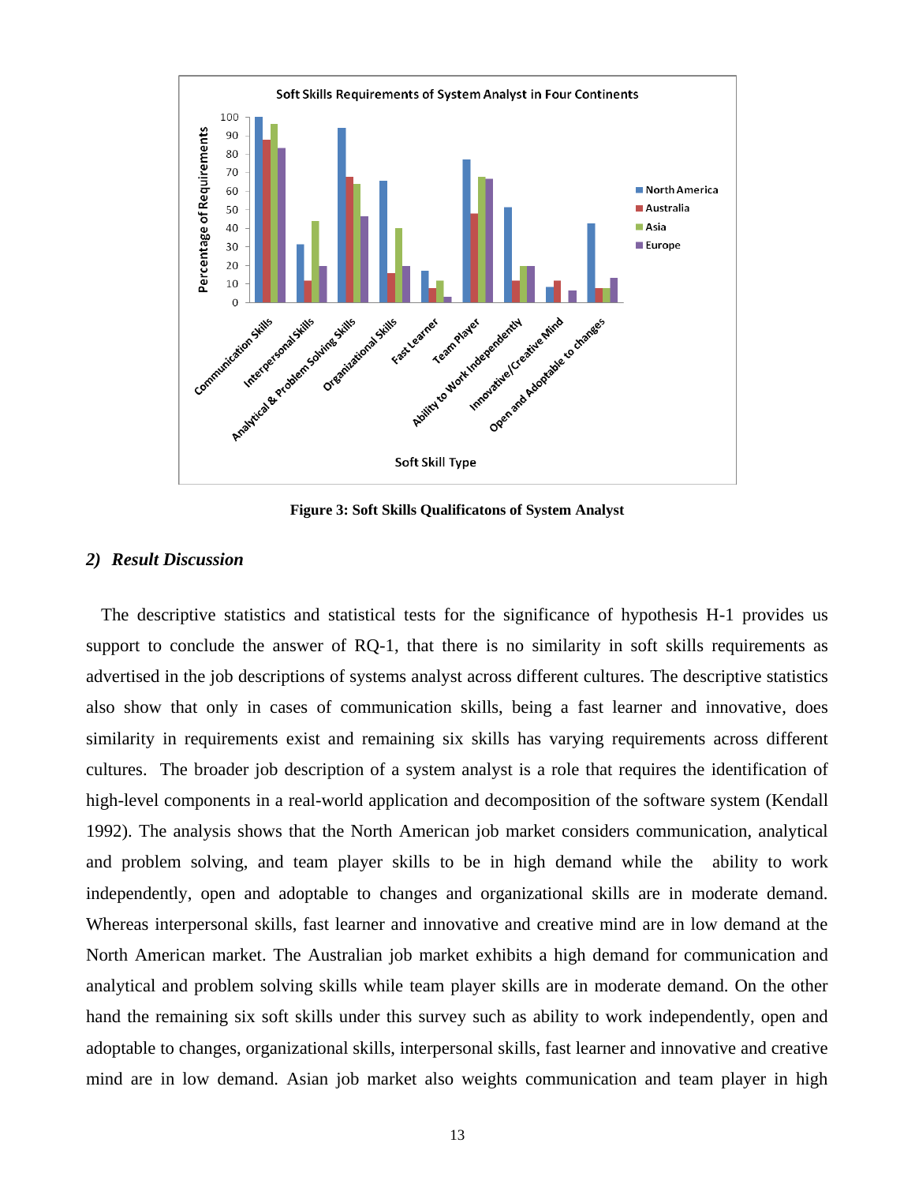Figure 3: Soft Skills Qualificatons of System Analyst

### 2) *Result Discussion*

The descriptive statistics and statistical tests for the significance of hypothesis H-1 provides us support to conclude the answer of RQ-1, that there is no similarity in soft skills requirements as advertised in the job descriptions of systems analyst across different cultures. The descriptive statistics also show that only in cases of communication skills, being a fast learner and innovative, does similarity in requirements exist and remaining six skills has varying requirements across different cultures. The broader job description of a system analyst is a role that requires the identification of high-level components in a real-world application and decomposition of the software system (Kendall 1992). The analysis shows that the North American job market considers communication, analytical and problem solving, and team player skills to be in high demand while the ability to work independently, open and adoptable to changes and organizational skills are in moderate demand. Whereas interpersonal skills, fast learner and innovative and creative mind are in low demand at the North American market. The Australian job market exhibits a high demand for communication and analytical and problem solving skills while team player skills are in moderate demand. On the other hand the remaining six soft skills under this survey such as ability to work independently, open and adoptable to changes, organizational skills, interpersonal skills, fast learner and innovative and creative mind are in low demand. Asian job market also weights communication and team player in high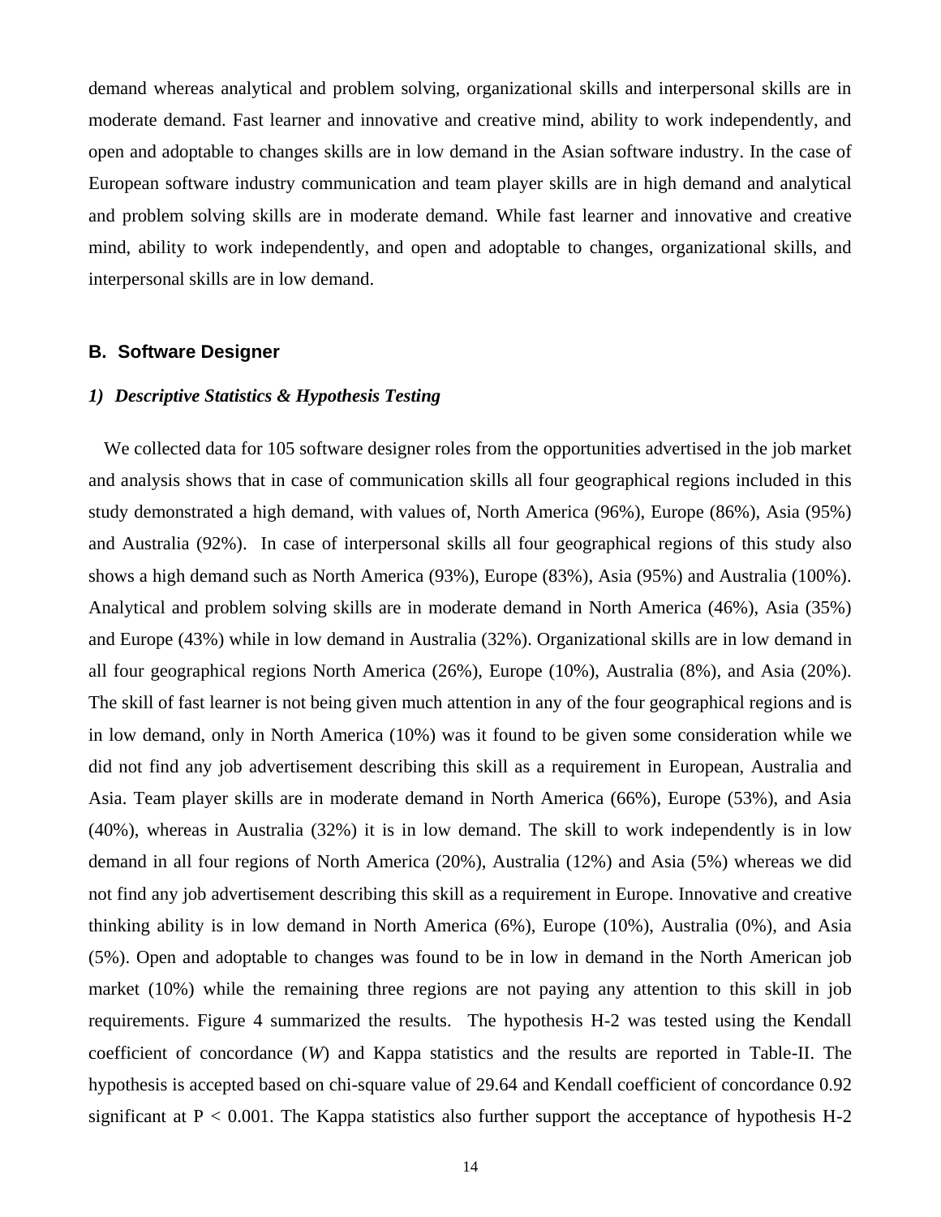demand whereas analytical and problem solving, organizational skills and interpersonal skills are in moderate demand. Fast learner and innovative and creative mind, ability to work independently, and open and adoptable to changes skills are in low demand in the Asian software industry. In the case of European software industry communication and team player skills are in high demand and analytical and problem solving skills are in moderate demand. While fast learner and innovative and creative mind, ability to work independently, and open and adoptable to changes, organizational skills, and interpersonal skills are in low demand.

## B. Software Designer

### *1) Descriptive Statistics & Hypothesis Testing*

We collected data for 105 software designer roles from the opportunities advertised in the job market and analysis shows that in case of communication skills all four geographical regions included in this study demonstrated a high demand, with values of, North America (96%), Europe (86%), Asia (95%) and Australia (92%). In case of interpersonal skills all four geographical regions of this study also shows a high demand such as North America (93%), Europe (83%), Asia (95%) and Australia (100%). Analytical and problem solving skills are in moderate demand in North America (46%), Asia (35%) and Europe (43%) while in low demand in Australia (32%). Organizational skills are in low demand in all four geographical regions North America (26%), Europe (10%), Australia (8%), and Asia (20%). The skill of fast learner is not being given much attention in any of the four geographical regions and is in low demand, only in North America (10%) was it found to be given some consideration while we did not find any job advertisement describing this skill as a requirement in European, Australia and Asia. Team player skills are in moderate demand in North America (66%), Europe (53%), and Asia (40%), whereas in Australia (32%) it is in low demand. The skill to work independently is in low demand in all four regions of North America (20%), Australia (12%) and Asia (5%) whereas we did not find any job advertisement describing this skill as a requirement in Europe. Innovative and creative thinking ability is in low demand in North America (6%), Europe (10%), Australia (0%), and Asia (5%). Open and adoptable to changes was found to be in low in demand in the North American job market (10%) while the remaining three regions are not paying any attention to this skill in job requirements. Figure 4 summarized the results. The hypothesis H-2 was tested using the Kendall coefficient of concordance ($W$) and Kappa statistics and the results are reported in Table-II. The hypothesis is accepted based on chi-square value of 29.64 and Kendall coefficient of concordance 0.92 significant at $P < 0.001$. The Kappa statistics also further support the acceptance of hypothesis H-2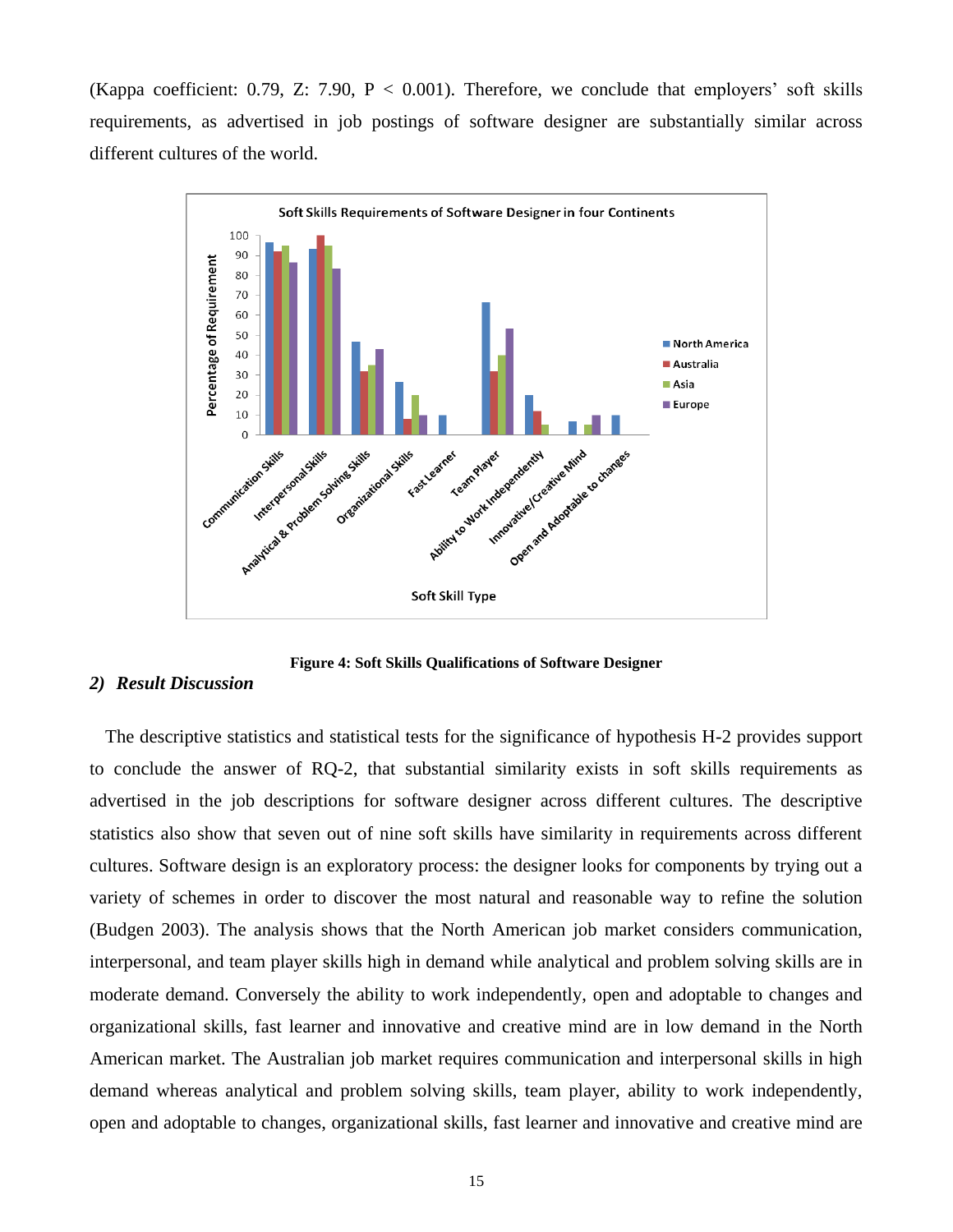(Kappa coefficient: 0.79, Z: 7.90, $P < 0.001$). Therefore, we conclude that employers' soft skills requirements, as advertised in job postings of software designer are substantially similar across different cultures of the world.

**Figure 4: Soft Skills Qualifications of Software Designer**

### 2) *Result Discussion*

The descriptive statistics and statistical tests for the significance of hypothesis H-2 provides support to conclude the answer of RQ-2, that substantial similarity exists in soft skills requirements as advertised in the job descriptions for software designer across different cultures. The descriptive statistics also show that seven out of nine soft skills have similarity in requirements across different cultures. Software design is an exploratory process: the designer looks for components by trying out a variety of schemes in order to discover the most natural and reasonable way to refine the solution (Budgen 2003). The analysis shows that the North American job market considers communication, interpersonal, and team player skills high in demand while analytical and problem solving skills are in moderate demand. Conversely the ability to work independently, open and adoptable to changes and organizational skills, fast learner and innovative and creative mind are in low demand in the North American market. The Australian job market requires communication and interpersonal skills in high demand whereas analytical and problem solving skills, team player, ability to work independently, open and adoptable to changes, organizational skills, fast learner and innovative and creative mind are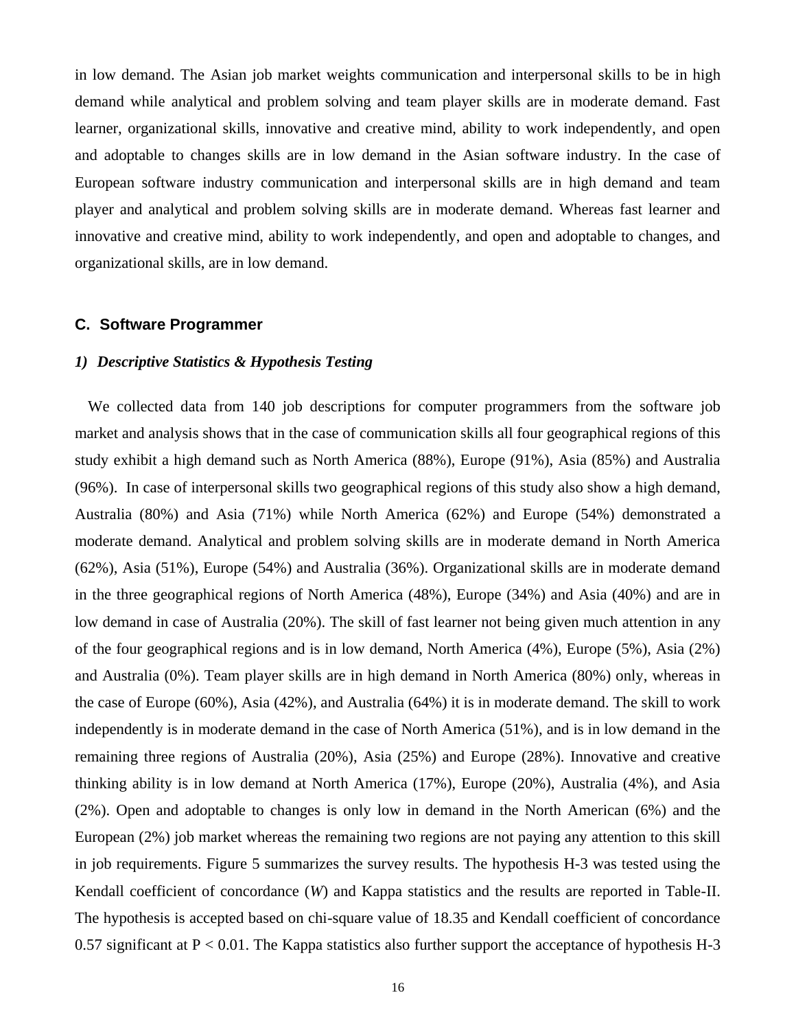in low demand. The Asian job market weights communication and interpersonal skills to be in high demand while analytical and problem solving and team player skills are in moderate demand. Fast learner, organizational skills, innovative and creative mind, ability to work independently, and open and adoptable to changes skills are in low demand in the Asian software industry. In the case of European software industry communication and interpersonal skills are in high demand and team player and analytical and problem solving skills are in moderate demand. Whereas fast learner and innovative and creative mind, ability to work independently, and open and adoptable to changes, and organizational skills, are in low demand.

### C. Software Programmer

#### *1) Descriptive Statistics & Hypothesis Testing*

We collected data from 140 job descriptions for computer programmers from the software job market and analysis shows that in the case of communication skills all four geographical regions of this study exhibit a high demand such as North America (88%), Europe (91%), Asia (85%) and Australia (96%). In case of interpersonal skills two geographical regions of this study also show a high demand, Australia (80%) and Asia (71%) while North America (62%) and Europe (54%) demonstrated a moderate demand. Analytical and problem solving skills are in moderate demand in North America (62%), Asia (51%), Europe (54%) and Australia (36%). Organizational skills are in moderate demand in the three geographical regions of North America (48%), Europe (34%) and Asia (40%) and are in low demand in case of Australia (20%). The skill of fast learner not being given much attention in any of the four geographical regions and is in low demand, North America (4%), Europe (5%), Asia (2%) and Australia (0%). Team player skills are in high demand in North America (80%) only, whereas in the case of Europe (60%), Asia (42%), and Australia (64%) it is in moderate demand. The skill to work independently is in moderate demand in the case of North America (51%), and is in low demand in the remaining three regions of Australia (20%), Asia (25%) and Europe (28%). Innovative and creative thinking ability is in low demand at North America (17%), Europe (20%), Australia (4%), and Asia (2%). Open and adoptable to changes is only low in demand in the North American (6%) and the European (2%) job market whereas the remaining two regions are not paying any attention to this skill in job requirements. Figure 5 summarizes the survey results. The hypothesis H-3 was tested using the Kendall coefficient of concordance ($W$) and Kappa statistics and the results are reported in Table-II. The hypothesis is accepted based on chi-square value of 18.35 and Kendall coefficient of concordance 0.57 significant at $P < 0.01$. The Kappa statistics also further support the acceptance of hypothesis H-3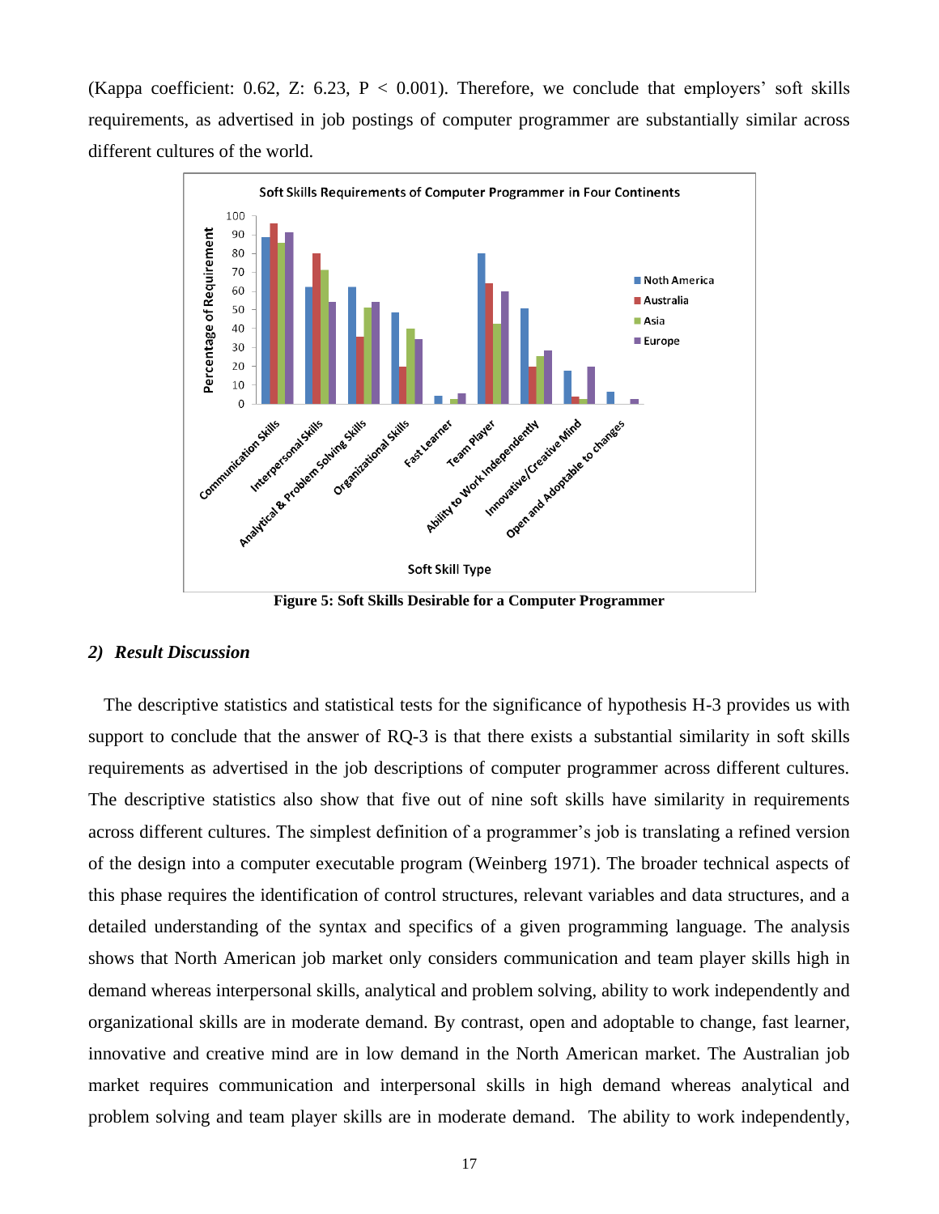(Kappa coefficient: 0.62, Z: 6.23, P < 0.001). Therefore, we conclude that employers' soft skills requirements, as advertised in job postings of computer programmer are substantially similar across different cultures of the world.

**Figure 5: Soft Skills Desirable for a Computer Programmer**

### *2) Result Discussion*

The descriptive statistics and statistical tests for the significance of hypothesis H-3 provides us with support to conclude that the answer of RQ-3 is that there exists a substantial similarity in soft skills requirements as advertised in the job descriptions of computer programmer across different cultures. The descriptive statistics also show that five out of nine soft skills have similarity in requirements across different cultures. The simplest definition of a programmer's job is translating a refined version of the design into a computer executable program (Weinberg 1971). The broader technical aspects of this phase requires the identification of control structures, relevant variables and data structures, and a detailed understanding of the syntax and specifics of a given programming language. The analysis shows that North American job market only considers communication and team player skills high in demand whereas interpersonal skills, analytical and problem solving, ability to work independently and organizational skills are in moderate demand. By contrast, open and adoptable to change, fast learner, innovative and creative mind are in low demand in the North American market. The Australian job market requires communication and interpersonal skills in high demand whereas analytical and problem solving and team player skills are in moderate demand. The ability to work independently,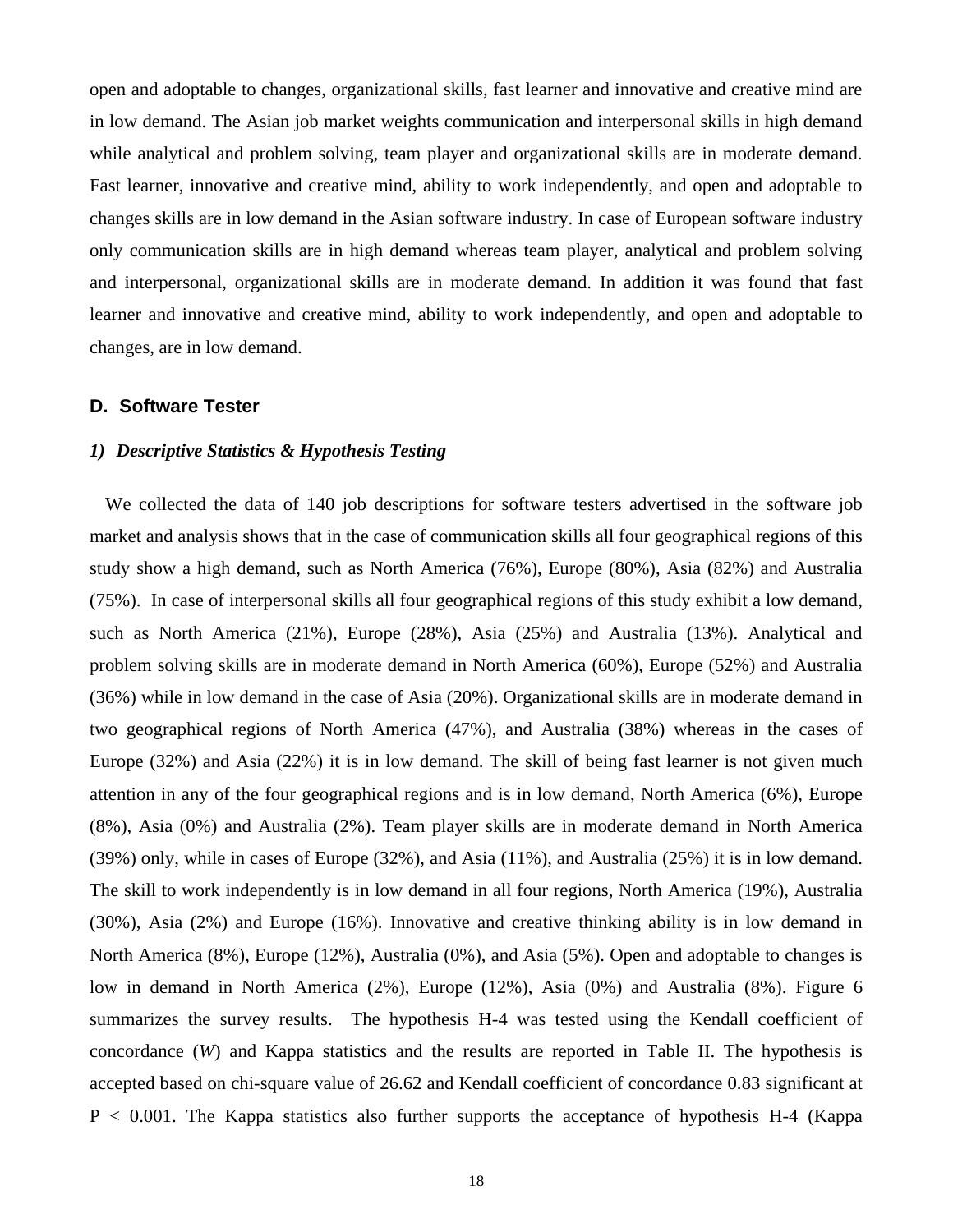open and adoptable to changes, organizational skills, fast learner and innovative and creative mind are in low demand. The Asian job market weights communication and interpersonal skills in high demand while analytical and problem solving, team player and organizational skills are in moderate demand. Fast learner, innovative and creative mind, ability to work independently, and open and adoptable to changes skills are in low demand in the Asian software industry. In case of European software industry only communication skills are in high demand whereas team player, analytical and problem solving and interpersonal, organizational skills are in moderate demand. In addition it was found that fast learner and innovative and creative mind, ability to work independently, and open and adoptable to changes, are in low demand.

### D. Software Tester

#### *1) Descriptive Statistics & Hypothesis Testing*

We collected the data of 140 job descriptions for software testers advertised in the software job market and analysis shows that in the case of communication skills all four geographical regions of this study show a high demand, such as North America (76%), Europe (80%), Asia (82%) and Australia (75%). In case of interpersonal skills all four geographical regions of this study exhibit a low demand, such as North America (21%), Europe (28%), Asia (25%) and Australia (13%). Analytical and problem solving skills are in moderate demand in North America (60%), Europe (52%) and Australia (36%) while in low demand in the case of Asia (20%). Organizational skills are in moderate demand in two geographical regions of North America (47%), and Australia (38%) whereas in the cases of Europe (32%) and Asia (22%) it is in low demand. The skill of being fast learner is not given much attention in any of the four geographical regions and is in low demand, North America (6%), Europe (8%), Asia (0%) and Australia (2%). Team player skills are in moderate demand in North America (39%) only, while in cases of Europe (32%), and Asia (11%), and Australia (25%) it is in low demand. The skill to work independently is in low demand in all four regions, North America (19%), Australia (30%), Asia (2%) and Europe (16%). Innovative and creative thinking ability is in low demand in North America (8%), Europe (12%), Australia (0%), and Asia (5%). Open and adoptable to changes is low in demand in North America (2%), Europe (12%), Asia (0%) and Australia (8%). Figure 6 summarizes the survey results. The hypothesis H-4 was tested using the Kendall coefficient of concordance ($W$) and Kappa statistics and the results are reported in Table II. The hypothesis is accepted based on chi-square value of 26.62 and Kendall coefficient of concordance 0.83 significant at $P < 0.001$. The Kappa statistics also further supports the acceptance of hypothesis H-4 (Kappa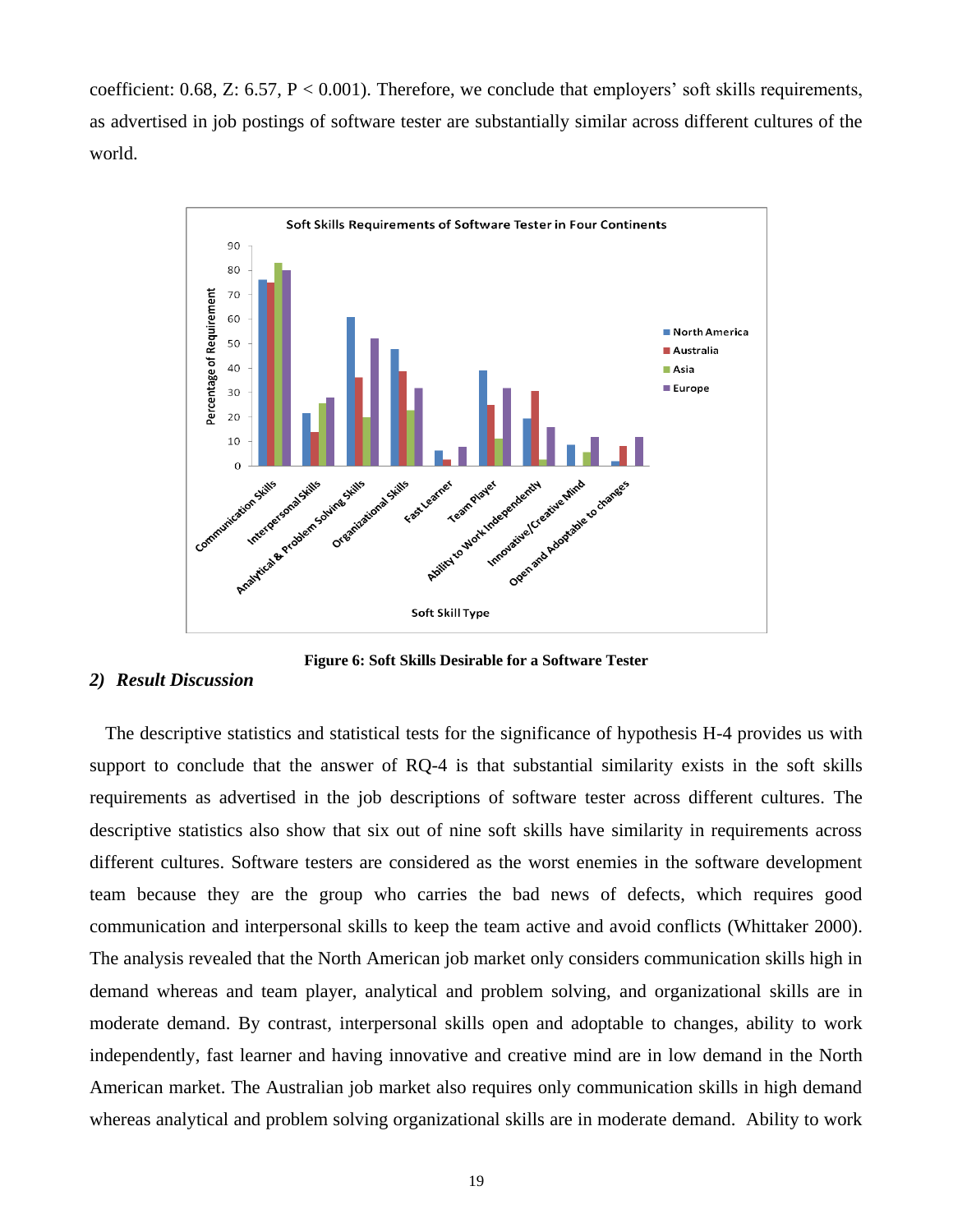coefficient: 0.68, Z: 6.57, $P < 0.001$). Therefore, we conclude that employers' soft skills requirements, as advertised in job postings of software tester are substantially similar across different cultures of the world.

**Figure 6: Soft Skills Desirable for a Software Tester**

### *2) Result Discussion*

The descriptive statistics and statistical tests for the significance of hypothesis H-4 provides us with support to conclude that the answer of RQ-4 is that substantial similarity exists in the soft skills requirements as advertised in the job descriptions of software tester across different cultures. The descriptive statistics also show that six out of nine soft skills have similarity in requirements across different cultures. Software testers are considered as the worst enemies in the software development team because they are the group who carries the bad news of defects, which requires good communication and interpersonal skills to keep the team active and avoid conflicts (Whittaker 2000). The analysis revealed that the North American job market only considers communication skills high in demand whereas and team player, analytical and problem solving, and organizational skills are in moderate demand. By contrast, interpersonal skills open and adoptable to changes, ability to work independently, fast learner and having innovative and creative mind are in low demand in the North American market. The Australian job market also requires only communication skills in high demand whereas analytical and problem solving organizational skills are in moderate demand. Ability to work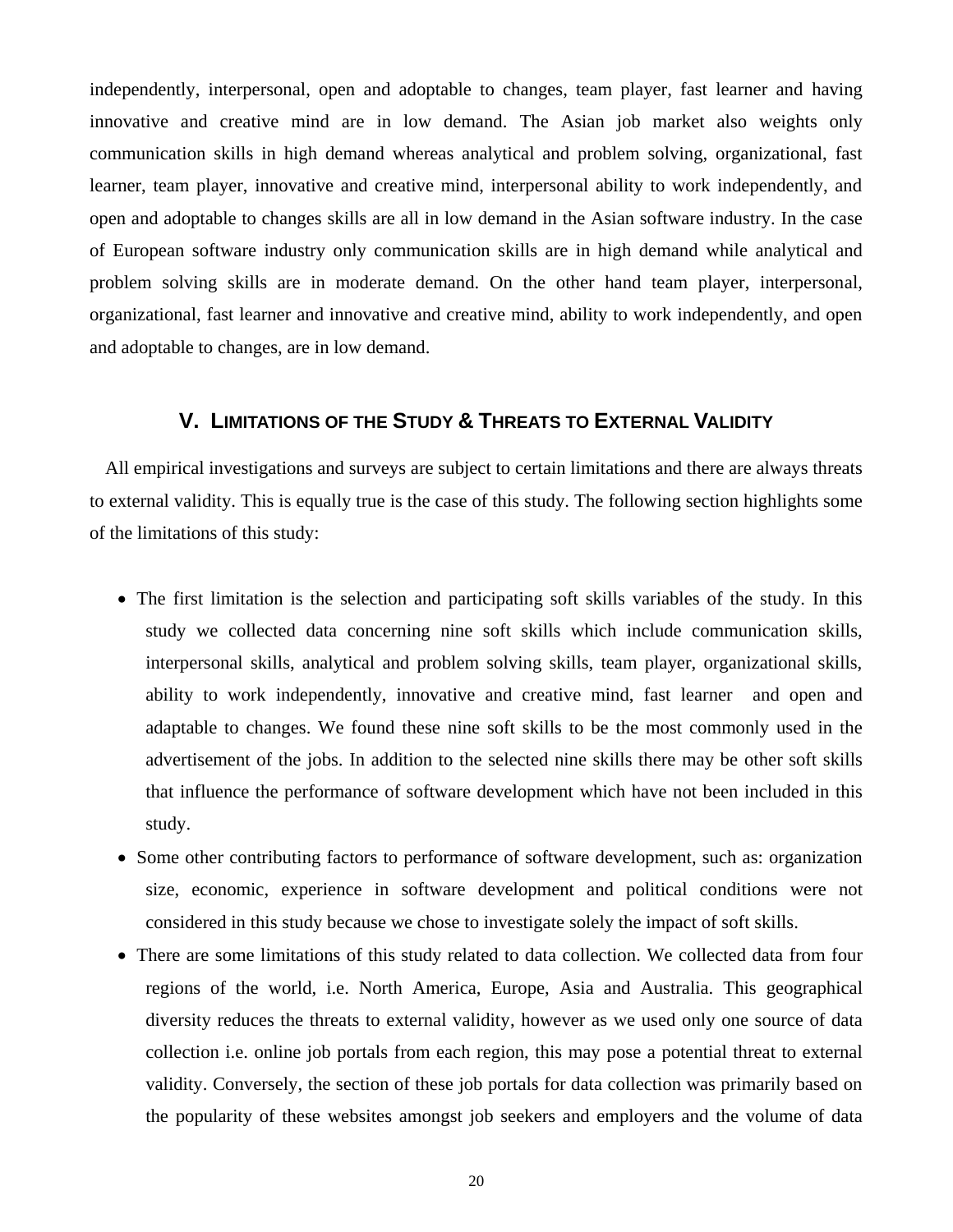independently, interpersonal, open and adoptable to changes, team player, fast learner and having innovative and creative mind are in low demand. The Asian job market also weights only communication skills in high demand whereas analytical and problem solving, organizational, fast learner, team player, innovative and creative mind, interpersonal ability to work independently, and open and adoptable to changes skills are all in low demand in the Asian software industry. In the case of European software industry only communication skills are in high demand while analytical and problem solving skills are in moderate demand. On the other hand team player, interpersonal, organizational, fast learner and innovative and creative mind, ability to work independently, and open and adoptable to changes, are in low demand.

## V. Limitations of the Study & Threats to External Validity

All empirical investigations and surveys are subject to certain limitations and there are always threats to external validity. This is equally true is the case of this study. The following section highlights some of the limitations of this study:

- The first limitation is the selection and participating soft skills variables of the study. In this study we collected data concerning nine soft skills which include communication skills, interpersonal skills, analytical and problem solving skills, team player, organizational skills, ability to work independently, innovative and creative mind, fast learner and open and adaptable to changes. We found these nine soft skills to be the most commonly used in the advertisement of the jobs. In addition to the selected nine skills there may be other soft skills that influence the performance of software development which have not been included in this study.
- Some other contributing factors to performance of software development, such as: organization size, economic, experience in software development and political conditions were not considered in this study because we chose to investigate solely the impact of soft skills.
- There are some limitations of this study related to data collection. We collected data from four regions of the world, i.e. North America, Europe, Asia and Australia. This geographical diversity reduces the threats to external validity, however as we used only one source of data collection i.e. online job portals from each region, this may pose a potential threat to external validity. Conversely, the section of these job portals for data collection was primarily based on the popularity of these websites amongst job seekers and employers and the volume of data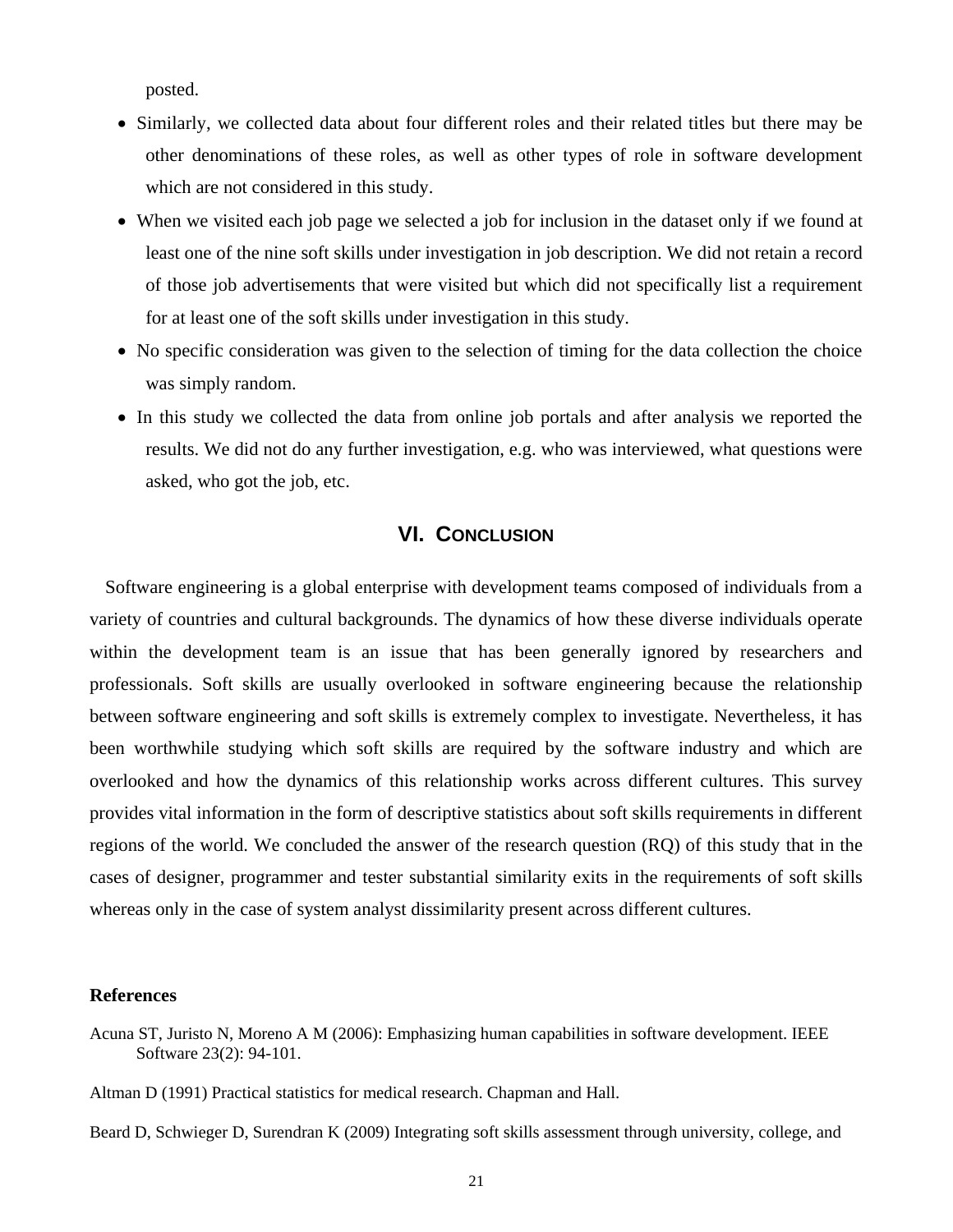posted.

- Similarly, we collected data about four different roles and their related titles but there may be other denominations of these roles, as well as other types of role in software development which are not considered in this study.
- When we visited each job page we selected a job for inclusion in the dataset only if we found at least one of the nine soft skills under investigation in job description. We did not retain a record of those job advertisements that were visited but which did not specifically list a requirement for at least one of the soft skills under investigation in this study.
- No specific consideration was given to the selection of timing for the data collection the choice was simply random.
- In this study we collected the data from online job portals and after analysis we reported the results. We did not do any further investigation, e.g. who was interviewed, what questions were asked, who got the job, etc.

## VI. Conclusion

Software engineering is a global enterprise with development teams composed of individuals from a variety of countries and cultural backgrounds. The dynamics of how these diverse individuals operate within the development team is an issue that has been generally ignored by researchers and professionals. Soft skills are usually overlooked in software engineering because the relationship between software engineering and soft skills is extremely complex to investigate. Nevertheless, it has been worthwhile studying which soft skills are required by the software industry and which are overlooked and how the dynamics of this relationship works across different cultures. This survey provides vital information in the form of descriptive statistics about soft skills requirements in different regions of the world. We concluded the answer of the research question (RQ) of this study that in the cases of designer, programmer and tester substantial similarity exits in the requirements of soft skills whereas only in the case of system analyst dissimilarity present across different cultures.

**References**

Acuna ST, Juristo N, Moreno A M (2006): Emphasizing human capabilities in software development. IEEE Software 23(2): 94-101.

Altman D (1991) Practical statistics for medical research. Chapman and Hall.

Beard D, Schwieger D, Surendran K (2009) Integrating soft skills assessment through university, college, and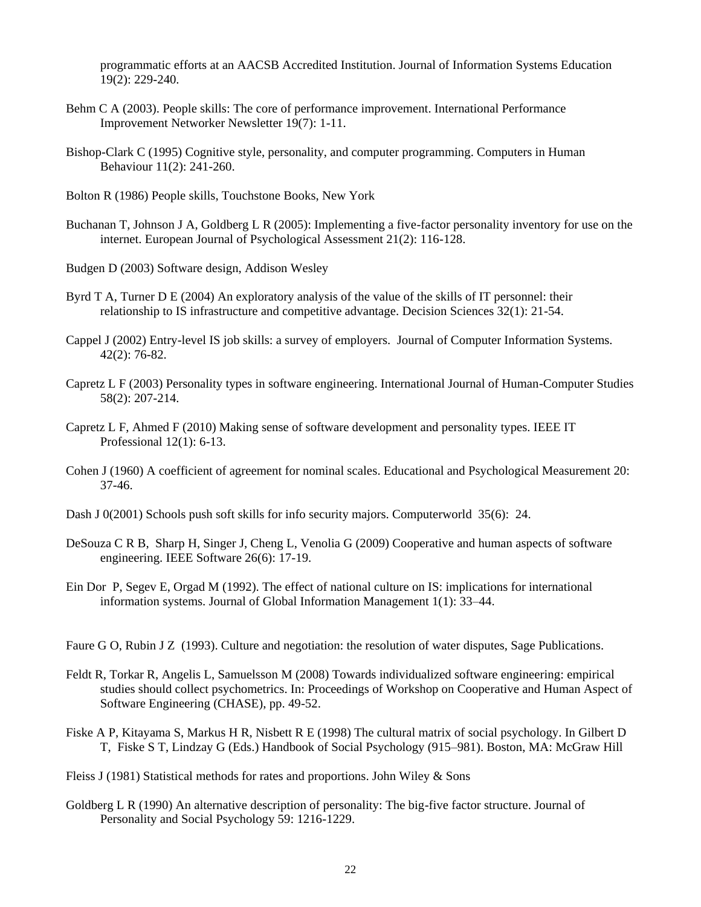programmatic efforts at an AACSB Accredited Institution. Journal of Information Systems Education 19(2): 229-240.

Behm C A (2003). People skills: The core of performance improvement. International Performance Improvement Networker Newsletter 19(7): 1-11.

Bishop-Clark C (1995) Cognitive style, personality, and computer programming. Computers in Human Behaviour 11(2): 241-260.

Bolton R (1986) People skills, Touchstone Books, New York

Buchanan T, Johnson J A, Goldberg L R (2005): Implementing a five-factor personality inventory for use on the internet. European Journal of Psychological Assessment 21(2): 116-128.

Budgen D (2003) Software design, Addison Wesley

Byrd T A, Turner D E (2004) An exploratory analysis of the value of the skills of IT personnel: their relationship to IS infrastructure and competitive advantage. Decision Sciences 32(1): 21-54.

Cappel J (2002) Entry-level IS job skills: a survey of employers. Journal of Computer Information Systems. 42(2): 76-82.

Capretz L F (2003) Personality types in software engineering. International Journal of Human-Computer Studies 58(2): 207-214.

Capretz L F, Ahmed F (2010) Making sense of software development and personality types. IEEE IT Professional 12(1): 6-13.

Cohen J (1960) A coefficient of agreement for nominal scales. Educational and Psychological Measurement 20: 37-46.

Dash J 0(2001) Schools push soft skills for info security majors. Computerworld 35(6): 24.

DeSouza C R B, Sharp H, Singer J, Cheng L, Venolia G (2009) Cooperative and human aspects of software engineering. IEEE Software 26(6): 17-19.

Ein Dor P, Segev E, Orgad M (1992). The effect of national culture on IS: implications for international information systems. Journal of Global Information Management 1(1): 33–44.

Faure G O, Rubin J Z (1993). Culture and negotiation: the resolution of water disputes, Sage Publications.

Feldt R, Torkar R, Angelis L, Samuelsson M (2008) Towards individualized software engineering: empirical studies should collect psychometrics. In: Proceedings of Workshop on Cooperative and Human Aspect of Software Engineering (CHASE), pp. 49-52.

Fiske A P, Kitayama S, Markus H R, Nisbett R E (1998) The cultural matrix of social psychology. In Gilbert D T, Fiske S T, Lindzay G (Eds.) Handbook of Social Psychology (915–981). Boston, MA: McGraw Hill

Fleiss J (1981) Statistical methods for rates and proportions. John Wiley & Sons

Goldberg L R (1990) An alternative description of personality: The big-five factor structure. Journal of Personality and Social Psychology 59: 1216-1229.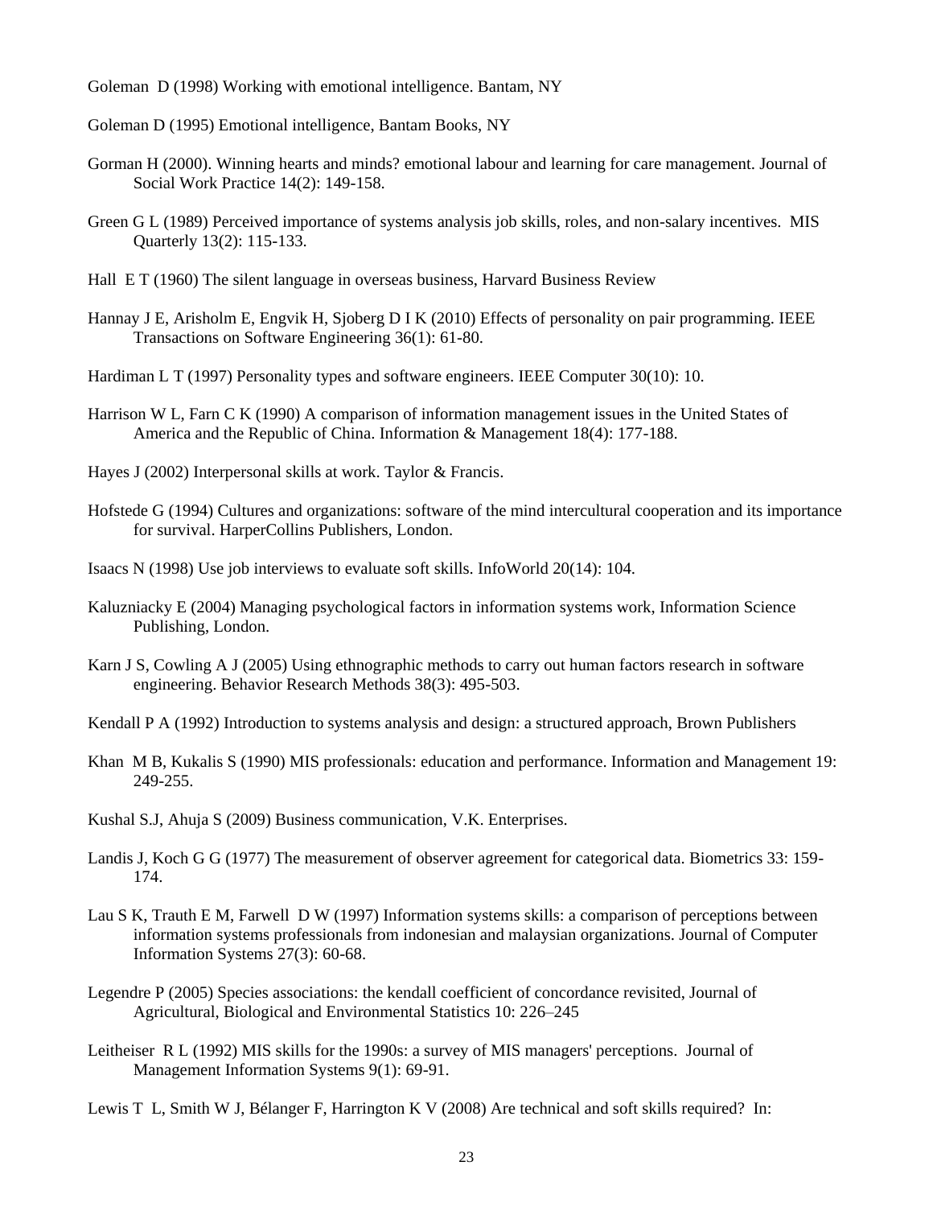Goleman D (1998) Working with emotional intelligence. Bantam, NY

Goleman D (1995) Emotional intelligence, Bantam Books, NY

Gorman H (2000). Winning hearts and minds? emotional labour and learning for care management. Journal of Social Work Practice 14(2): 149-158.

Green G L (1989) Perceived importance of systems analysis job skills, roles, and non-salary incentives. MIS Quarterly 13(2): 115-133.

Hall E T (1960) The silent language in overseas business, Harvard Business Review

Hannay J E, Arisholm E, Engvik H, Sjoberg D I K (2010) Effects of personality on pair programming. IEEE Transactions on Software Engineering 36(1): 61-80.

Hardiman L T (1997) Personality types and software engineers. IEEE Computer 30(10): 10.

Harrison W L, Farn C K (1990) A comparison of information management issues in the United States of America and the Republic of China. Information & Management 18(4): 177-188.

Hayes J (2002) Interpersonal skills at work. Taylor & Francis.

Hofstede G (1994) Cultures and organizations: software of the mind intercultural cooperation and its importance for survival. HarperCollins Publishers, London.

Isaacs N (1998) Use job interviews to evaluate soft skills. InfoWorld 20(14): 104.

Kaluzniacky E (2004) Managing psychological factors in information systems work, Information Science Publishing, London.

Karn J S, Cowling A J (2005) Using ethnographic methods to carry out human factors research in software engineering. Behavior Research Methods 38(3): 495-503.

Kendall P A (1992) Introduction to systems analysis and design: a structured approach, Brown Publishers

Khan M B, Kukalis S (1990) MIS professionals: education and performance. Information and Management 19: 249-255.

Kushal S.J, Ahuja S (2009) Business communication, V.K. Enterprises.

Landis J, Koch G G (1977) The measurement of observer agreement for categorical data. Biometrics 33: 159-174.

Lau S K, Trauth E M, Farwell D W (1997) Information systems skills: a comparison of perceptions between information systems professionals from indonesian and malaysian organizations. Journal of Computer Information Systems 27(3): 60-68.

Legendre P (2005) Species associations: the kendall coefficient of concordance revisited, Journal of Agricultural, Biological and Environmental Statistics 10: 226–245

Leitheiser R L (1992) MIS skills for the 1990s: a survey of MIS managers' perceptions. Journal of Management Information Systems 9(1): 69-91.

Lewis T L, Smith W J, Bélanger F, Harrington K V (2008) Are technical and soft skills required? In: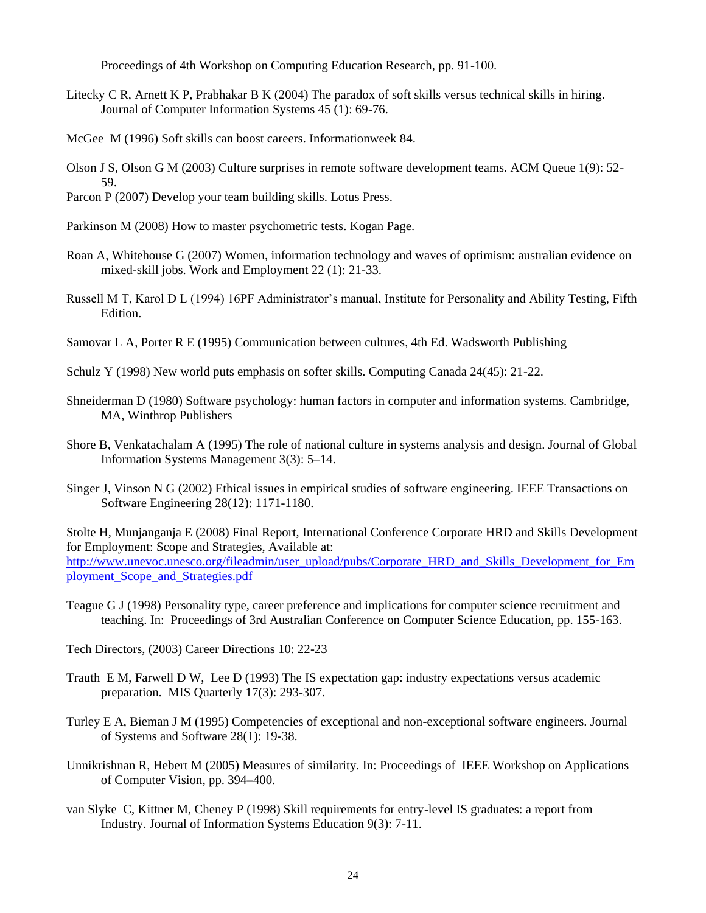Proceedings of 4th Workshop on Computing Education Research, pp. 91-100.

Litecky C R, Arnett K P, Prabhakar B K (2004) The paradox of soft skills versus technical skills in hiring. Journal of Computer Information Systems 45 (1): 69-76.

McGee M (1996) Soft skills can boost careers. Informationweek 84.

Olson J S, Olson G M (2003) Culture surprises in remote software development teams. ACM Queue 1(9): 52-59.

Parcon P (2007) Develop your team building skills. Lotus Press.

Parkinson M (2008) How to master psychometric tests. Kogan Page.

Roan A, Whitehouse G (2007) Women, information technology and waves of optimism: australian evidence on mixed-skill jobs. Work and Employment 22 (1): 21-33.

Russell M T, Karol D L (1994) 16PF Administrator's manual, Institute for Personality and Ability Testing, Fifth Edition.

Samovar L A, Porter R E (1995) Communication between cultures, 4th Ed. Wadsworth Publishing

Schulz Y (1998) New world puts emphasis on softer skills. Computing Canada 24(45): 21-22.

Shneiderman D (1980) Software psychology: human factors in computer and information systems. Cambridge, MA, Winthrop Publishers

Shore B, Venkatachalam A (1995) The role of national culture in systems analysis and design. Journal of Global Information Systems Management 3(3): 5–14.

Singer J, Vinson N G (2002) Ethical issues in empirical studies of software engineering. IEEE Transactions on Software Engineering 28(12): 1171-1180.

Stolte H, Munjanganja E (2008) Final Report, International Conference Corporate HRD and Skills Development for Employment: Scope and Strategies, Available at: http://www.unevoc.unesco.org/fileadmin/user_upload/pubs/Corporate_HRD_and_Skills_Development_for_Employment_Scope_and_Strategies.pdf

Teague G J (1998) Personality type, career preference and implications for computer science recruitment and teaching. In: Proceedings of 3rd Australian Conference on Computer Science Education, pp. 155-163.

Tech Directors, (2003) Career Directions 10: 22-23

Trauth E M, Farwell D W, Lee D (1993) The IS expectation gap: industry expectations versus academic preparation. MIS Quarterly 17(3): 293-307.

Turley E A, Bieman J M (1995) Competencies of exceptional and non-exceptional software engineers. Journal of Systems and Software 28(1): 19-38.

Unnikrishnan R, Hebert M (2005) Measures of similarity. In: Proceedings of IEEE Workshop on Applications of Computer Vision, pp. 394–400.

van Slyke C, Kittner M, Cheney P (1998) Skill requirements for entry-level IS graduates: a report from Industry. Journal of Information Systems Education 9(3): 7-11.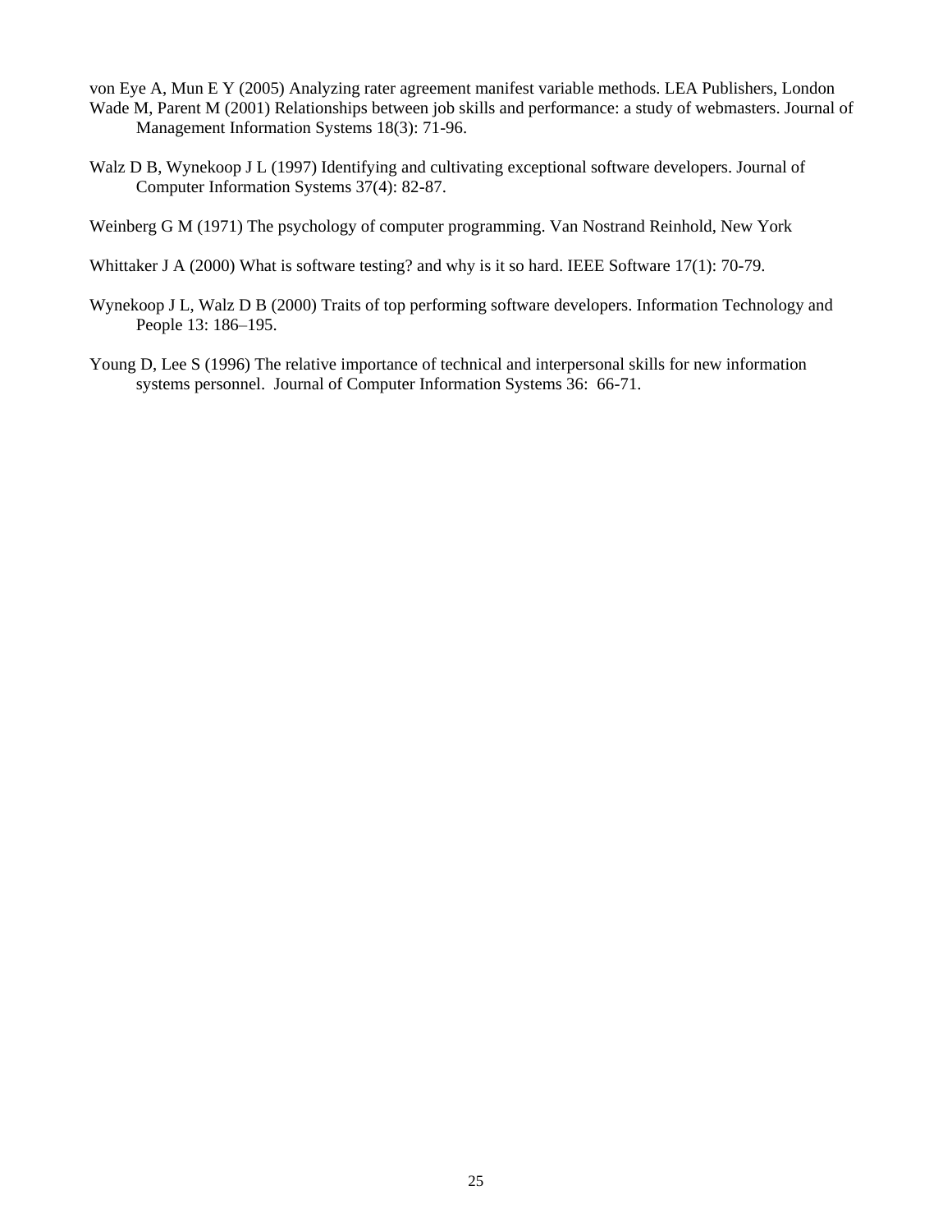von Eye A, Mun E Y (2005) Analyzing rater agreement manifest variable methods. LEA Publishers, London

Wade M, Parent M (2001) Relationships between job skills and performance: a study of webmasters. Journal of Management Information Systems 18(3): 71-96.

Walz D B, Wynekoop J L (1997) Identifying and cultivating exceptional software developers. Journal of Computer Information Systems 37(4): 82-87.

Weinberg G M (1971) The psychology of computer programming. Van Nostrand Reinhold, New York

Whittaker J A (2000) What is software testing? and why is it so hard. IEEE Software 17(1): 70-79.

Wynekoop J L, Walz D B (2000) Traits of top performing software developers. Information Technology and People 13: 186–195.

Young D, Lee S (1996) The relative importance of technical and interpersonal skills for new information systems personnel. Journal of Computer Information Systems 36: 66-71.